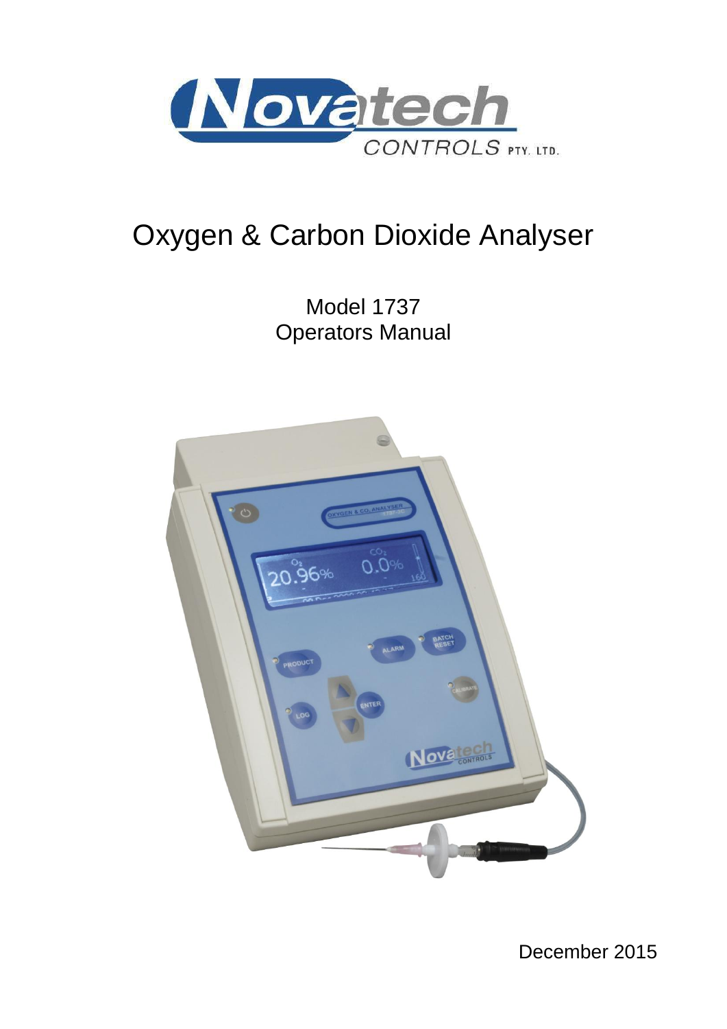# Oxygen & Carbon Dioxide Analyser

Model 1737
Operators Manual

December 2015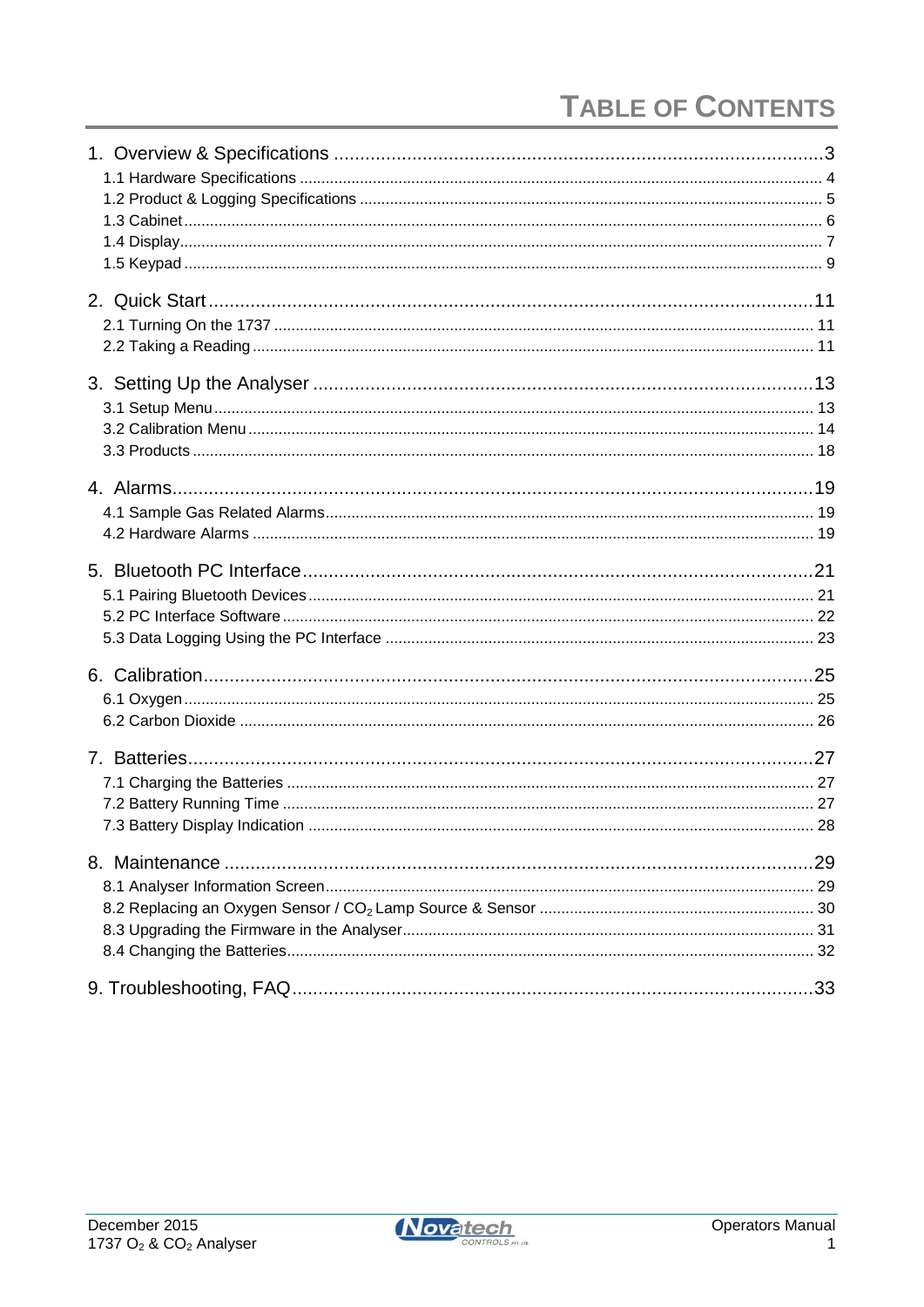# TABLE OF CONTENTS

1. Overview & Specifications ..... 3
   - 1.1 Hardware Specifications ..... 4
   - 1.2 Product & Logging Specifications ..... 5
   - 1.3 Cabinet ..... 6
   - 1.4 Display ..... 7
   - 1.5 Keypad ..... 9
2. Quick Start ..... 11
   - 2.1 Turning On the 1737 ..... 11
   - 2.2 Taking a Reading ..... 11
3. Setting Up the Analyser ..... 13
   - 3.1 Setup Menu ..... 13
   - 3.2 Calibration Menu ..... 14
   - 3.3 Products ..... 18
4. Alarms ..... 19
   - 4.1 Sample Gas Related Alarms ..... 19
   - 4.2 Hardware Alarms ..... 19
5. Bluetooth PC Interface ..... 21
   - 5.1 Pairing Bluetooth Devices ..... 21
   - 5.2 PC Interface Software ..... 22
   - 5.3 Data Logging Using the PC Interface ..... 23
6. Calibration ..... 25
   - 6.1 Oxygen ..... 25
   - 6.2 Carbon Dioxide ..... 26
7. Batteries ..... 27
   - 7.1 Charging the Batteries ..... 27
   - 7.2 Battery Running Time ..... 27
   - 7.3 Battery Display Indication ..... 28
8. Maintenance ..... 29
   - 8.1 Analyser Information Screen ..... 29
   - 8.2 Replacing an Oxygen Sensor / $CO_2$ Lamp Source & Sensor ..... 30
   - 8.3 Upgrading the Firmware in the Analyser ..... 31
   - 8.4 Changing the Batteries ..... 32
9. Troubleshooting, FAQ ..... 33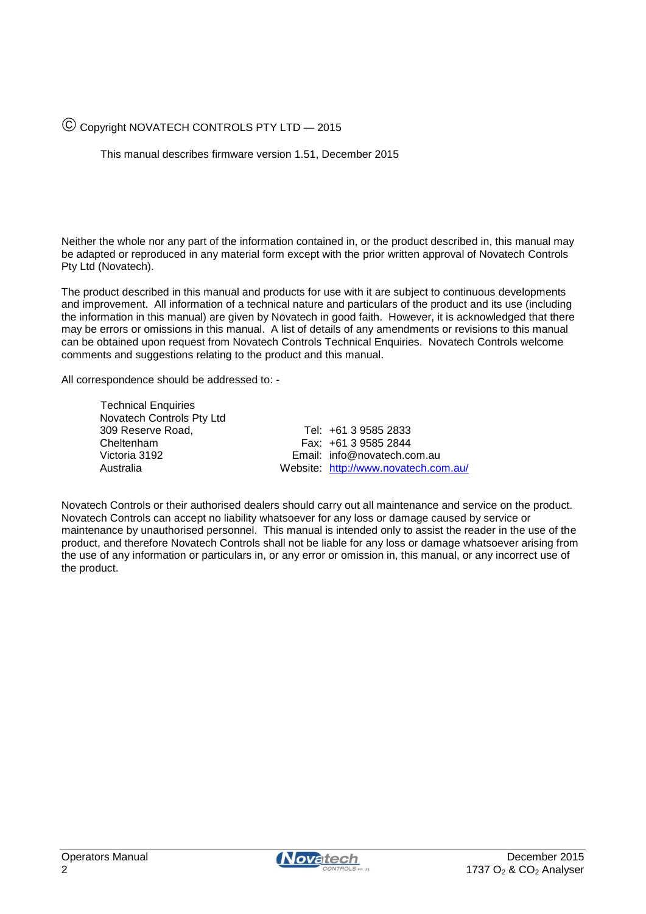© Copyright NOVATECH CONTROLS PTY LTD — 2015

This manual describes firmware version 1.51, December 2015

Neither the whole nor any part of the information contained in, or the product described in, this manual may be adapted or reproduced in any material form except with the prior written approval of Novatech Controls Pty Ltd (Novatech).

The product described in this manual and products for use with it are subject to continuous developments and improvement. All information of a technical nature and particulars of the product and its use (including the information in this manual) are given by Novatech in good faith. However, it is acknowledged that there may be errors or omissions in this manual. A list of details of any amendments or revisions to this manual can be obtained upon request from Novatech Controls Technical Enquiries. Novatech Controls welcome comments and suggestions relating to the product and this manual.

All correspondence should be addressed to: -

Technical Enquiries
Novatech Controls Pty Ltd
309 Reserve Road,
Cheltenham
Victoria 3192
Australia

Tel: +61 3 9585 2833
Fax: +61 3 9585 2844
Email: info@novatech.com.au
Website: [http://www.novatech.com.au/](http://www.novatech.com.au/)

Novatech Controls or their authorised dealers should carry out all maintenance and service on the product. Novatech Controls can accept no liability whatsoever for any loss or damage caused by service or maintenance by unauthorised personnel. This manual is intended only to assist the reader in the use of the product, and therefore Novatech Controls shall not be liable for any loss or damage whatsoever arising from the use of any information or particulars in, or any error or omission in, this manual, or any incorrect use of the product.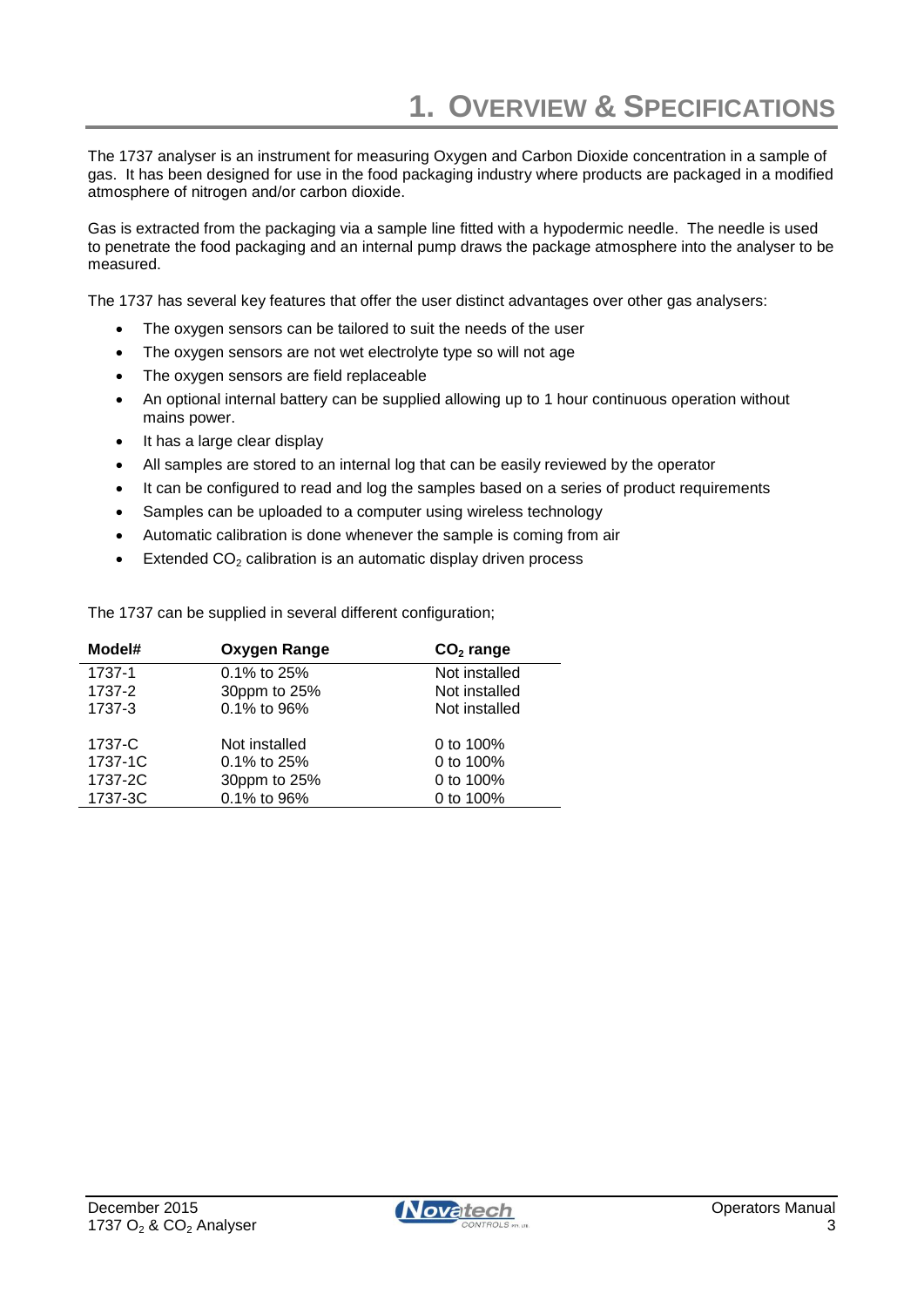# 1. Overview & Specifications

The 1737 analyser is an instrument for measuring Oxygen and Carbon Dioxide concentration in a sample of gas. It has been designed for use in the food packaging industry where products are packaged in a modified atmosphere of nitrogen and/or carbon dioxide.

Gas is extracted from the packaging via a sample line fitted with a hypodermic needle. The needle is used to penetrate the food packaging and an internal pump draws the package atmosphere into the analyser to be measured.

The 1737 has several key features that offer the user distinct advantages over other gas analysers:

- The oxygen sensors can be tailored to suit the needs of the user
- The oxygen sensors are not wet electrolyte type so will not age
- The oxygen sensors are field replaceable
- An optional internal battery can be supplied allowing up to 1 hour continuous operation without mains power.
- It has a large clear display
- All samples are stored to an internal log that can be easily reviewed by the operator
- It can be configured to read and log the samples based on a series of product requirements
- Samples can be uploaded to a computer using wireless technology
- Automatic calibration is done whenever the sample is coming from air
- Extended $CO_2$ calibration is an automatic display driven process

The 1737 can be supplied in several different configuration;

| Model# | Oxygen Range | $CO_2$ range |
|---|---|---|
| 1737-1 | 0.1% to 25% | Not installed |
| 1737-2 | 30ppm to 25% | Not installed |
| 1737-3 | 0.1% to 96% | Not installed |
| 1737-C | Not installed | 0 to 100% |
| 1737-1C | 0.1% to 25% | 0 to 100% |
| 1737-2C | 30ppm to 25% | 0 to 100% |
| 1737-3C | 0.1% to 96% | 0 to 100% |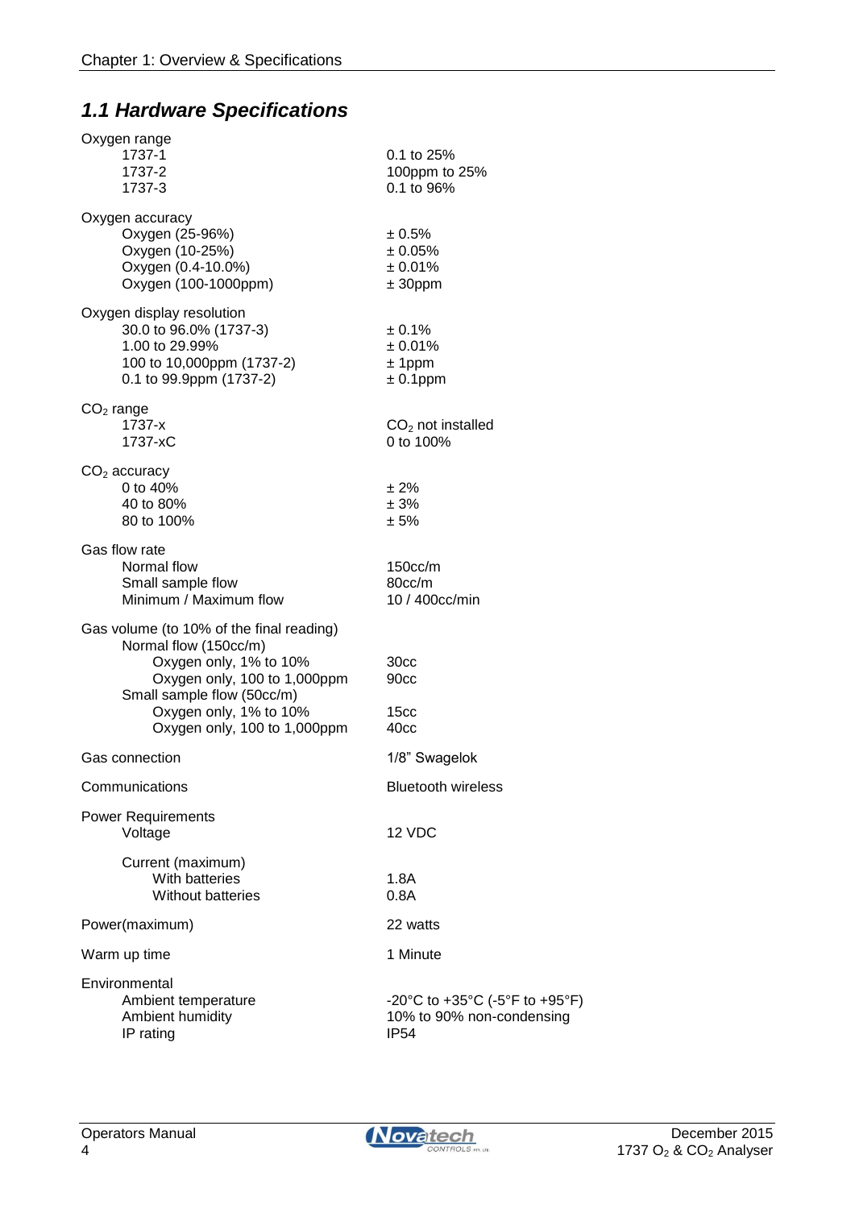## *1.1 Hardware Specifications*

| Specification | Value |
|---|---|
| **Oxygen range** | |
| 1737-1 | 0.1 to 25% |
| 1737-2 | 100ppm to 25% |
| 1737-3 | 0.1 to 96% |
| **Oxygen accuracy** | |
| Oxygen (25-96%) | ± 0.5% |
| Oxygen (10-25%) | ± 0.05% |
| Oxygen (0.4-10.0%) | ± 0.01% |
| Oxygen (100-1000ppm) | ± 30ppm |
| **Oxygen display resolution** | |
| 30.0 to 96.0% (1737-3) | ± 0.1% |
| 1.00 to 29.99% | ± 0.01% |
| 100 to 10,000ppm (1737-2) | ± 1ppm |
| 0.1 to 99.9ppm (1737-2) | ± 0.1ppm |
| **$CO_2$ range** | |
| 1737-x | $CO_2$ not installed |
| 1737-xC | 0 to 100% |
| **$CO_2$ accuracy** | |
| 0 to 40% | ± 2% |
| 40 to 80% | ± 3% |
| 80 to 100% | ± 5% |
| **Gas flow rate** | |
| Normal flow | 150cc/m |
| Small sample flow | 80cc/m |
| Minimum / Maximum flow | 10 / 400cc/min |
| **Gas volume (to 10% of the final reading)** | |
| Normal flow (150cc/m) | |
| Oxygen only, 1% to 10% | 30cc |
| Oxygen only, 100 to 1,000ppm | 90cc |
| Small sample flow (50cc/m) | |
| Oxygen only, 1% to 10% | 15cc |
| Oxygen only, 100 to 1,000ppm | 40cc |
| **Gas connection** | 1/8" Swagelok |
| **Communications** | Bluetooth wireless |
| **Power Requirements** | |
| Voltage | 12 VDC |
| Current (maximum) | |
| With batteries | 1.8A |
| Without batteries | 0.8A |
| **Power(maximum)** | 22 watts |
| **Warm up time** | 1 Minute |
| **Environmental** | |
| Ambient temperature | -20°C to +35°C (-5°F to +95°F) |
| Ambient humidity | 10% to 90% non-condensing |
| IP rating | IP54 |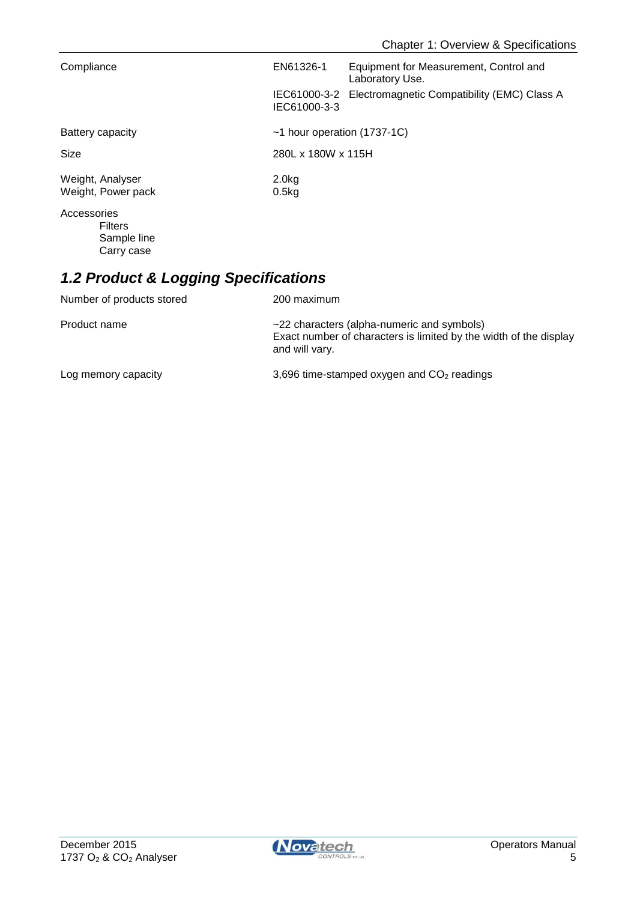| | | |
|---|---|---|
| Compliance | EN61326-1 | Equipment for Measurement, Control and Laboratory Use. |
| | IEC61000-3-2 IEC61000-3-3 | Electromagnetic Compatibility (EMC) Class A |
| Battery capacity | ~1 hour operation (1737-1C) | |
| Size | 280L x 180W x 115H | |
| Weight, Analyser<br>Weight, Power pack | 2.0kg<br>0.5kg | |

Accessories
- Filters
- Sample line
- Carry case

## *1.2 Product & Logging Specifications*

| | |
|---|---|
| Number of products stored | 200 maximum |
| Product name | ~22 characters (alpha-numeric and symbols)<br>Exact number of characters is limited by the width of the display and will vary. |
| Log memory capacity | 3,696 time-stamped oxygen and $CO_2$ readings |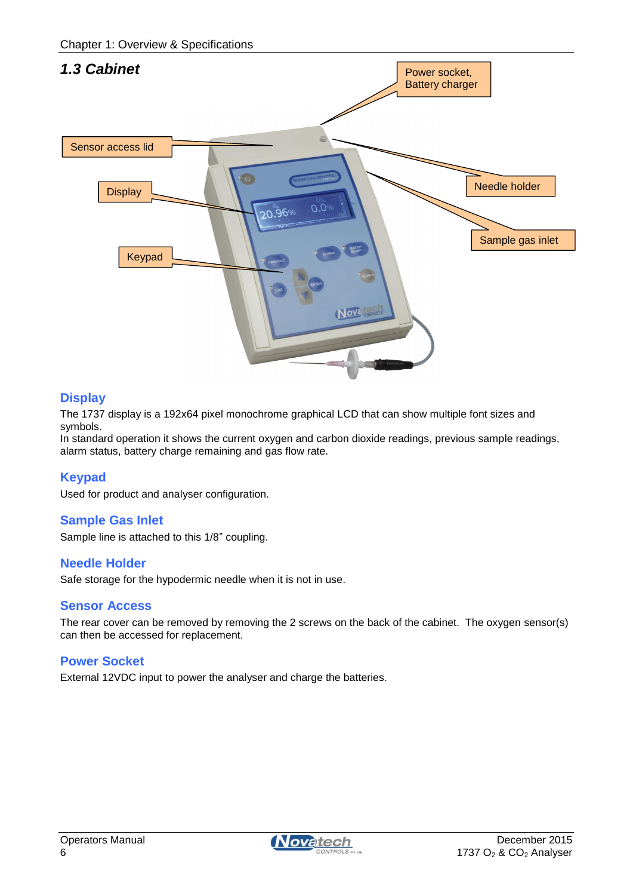## 1.3 Cabinet

### Display

The 1737 display is a 192x64 pixel monochrome graphical LCD that can show multiple font sizes and symbols.
In standard operation it shows the current oxygen and carbon dioxide readings, previous sample readings, alarm status, battery charge remaining and gas flow rate.

### Keypad

Used for product and analyser configuration.

### Sample Gas Inlet

Sample line is attached to this 1/8" coupling.

### Needle Holder

Safe storage for the hypodermic needle when it is not in use.

### Sensor Access

The rear cover can be removed by removing the 2 screws on the back of the cabinet. The oxygen sensor(s) can then be accessed for replacement.

### Power Socket

External 12VDC input to power the analyser and charge the batteries.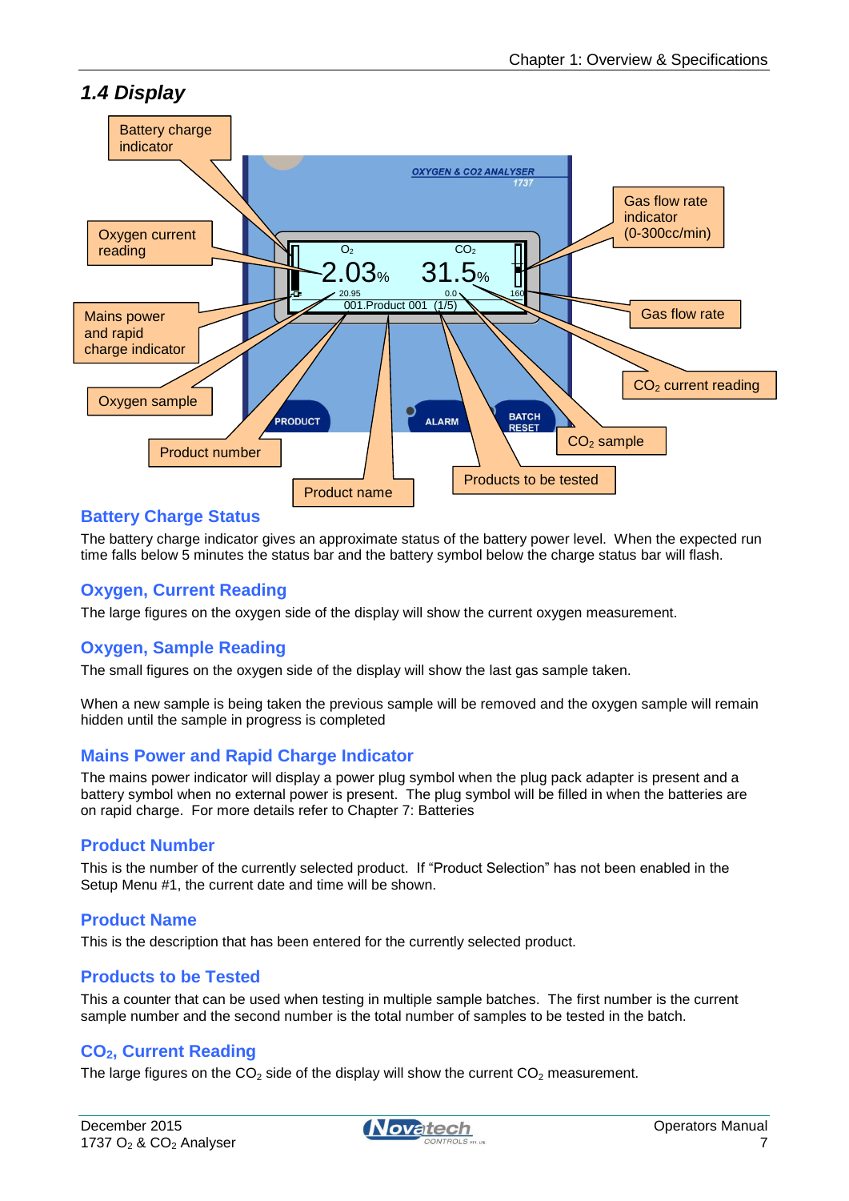## 1.4 Display

Battery charge indicator

Oxygen current reading

Mains power and rapid charge indicator

Oxygen sample

Product number

Product name

Products to be tested

$CO_2$ sample

$CO_2$ current reading

Gas flow rate

Gas flow rate indicator (0-300cc/min)

### Battery Charge Status

The battery charge indicator gives an approximate status of the battery power level. When the expected run time falls below 5 minutes the status bar and the battery symbol below the charge status bar will flash.

### Oxygen, Current Reading

The large figures on the oxygen side of the display will show the current oxygen measurement.

### Oxygen, Sample Reading

The small figures on the oxygen side of the display will show the last gas sample taken.

When a new sample is being taken the previous sample will be removed and the oxygen sample will remain hidden until the sample in progress is completed

### Mains Power and Rapid Charge Indicator

The mains power indicator will display a power plug symbol when the plug pack adapter is present and a battery symbol when no external power is present. The plug symbol will be filled in when the batteries are on rapid charge. For more details refer to Chapter 7: Batteries

### Product Number

This is the number of the currently selected product. If "Product Selection" has not been enabled in the Setup Menu #1, the current date and time will be shown.

### Product Name

This is the description that has been entered for the currently selected product.

### Products to be Tested

This a counter that can be used when testing in multiple sample batches. The first number is the current sample number and the second number is the total number of samples to be tested in the batch.

### $CO_2$, Current Reading

The large figures on the $CO_2$ side of the display will show the current $CO_2$ measurement.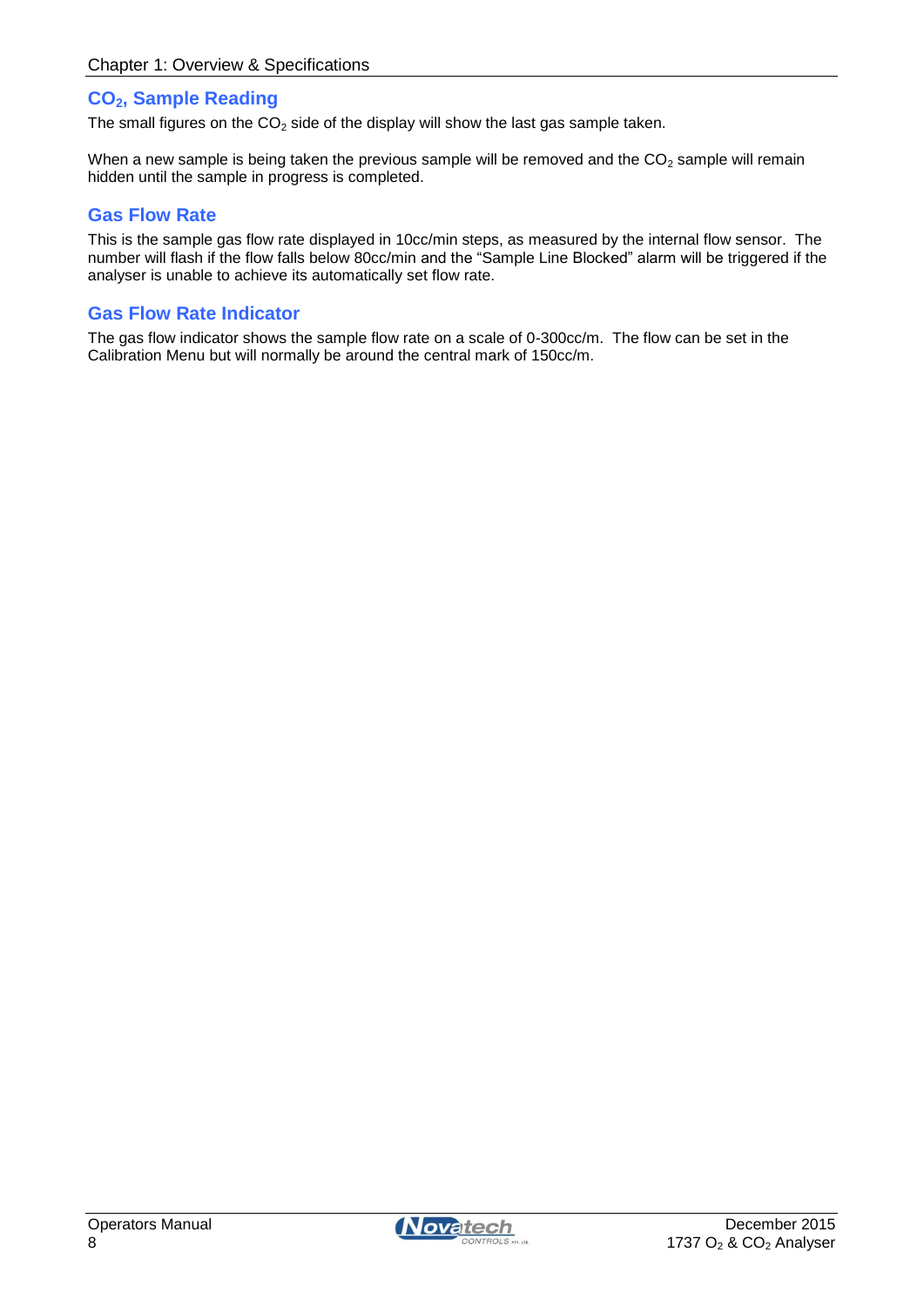## $CO_2$, Sample Reading

The small figures on the $CO_2$ side of the display will show the last gas sample taken.

When a new sample is being taken the previous sample will be removed and the $CO_2$ sample will remain hidden until the sample in progress is completed.

## Gas Flow Rate

This is the sample gas flow rate displayed in 10cc/min steps, as measured by the internal flow sensor. The number will flash if the flow falls below 80cc/min and the "Sample Line Blocked" alarm will be triggered if the analyser is unable to achieve its automatically set flow rate.

## Gas Flow Rate Indicator

The gas flow indicator shows the sample flow rate on a scale of 0-300cc/m. The flow can be set in the Calibration Menu but will normally be around the central mark of 150cc/m.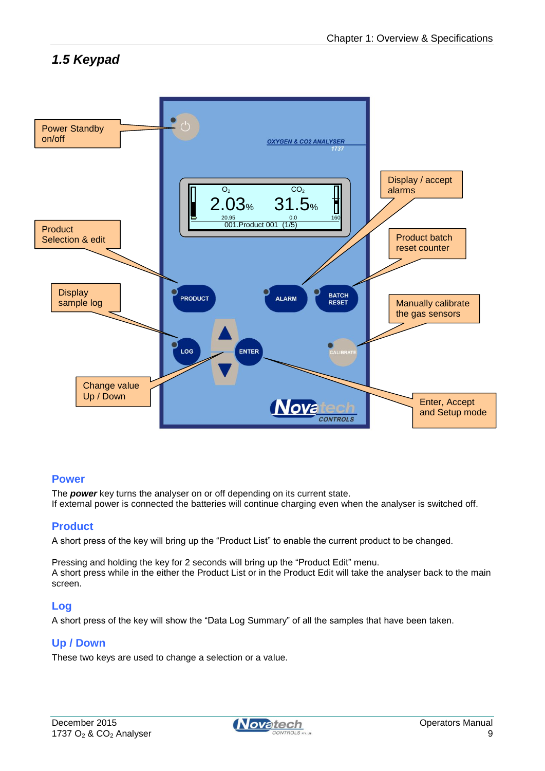## 1.5 Keypad

Power Standby on/off

Product Selection & edit

Display sample log

Change value Up / Down

Display / accept alarms

Product batch reset counter

Manually calibrate the gas sensors

Enter, Accept and Setup mode

### Power

The ***power*** key turns the analyser on or off depending on its current state.
If external power is connected the batteries will continue charging even when the analyser is switched off.

### Product

A short press of the key will bring up the “Product List” to enable the current product to be changed.

Pressing and holding the key for 2 seconds will bring up the “Product Edit” menu.
A short press while in the either the Product List or in the Product Edit will take the analyser back to the main screen.

### Log

A short press of the key will show the “Data Log Summary” of all the samples that have been taken.

### Up / Down

These two keys are used to change a selection or a value.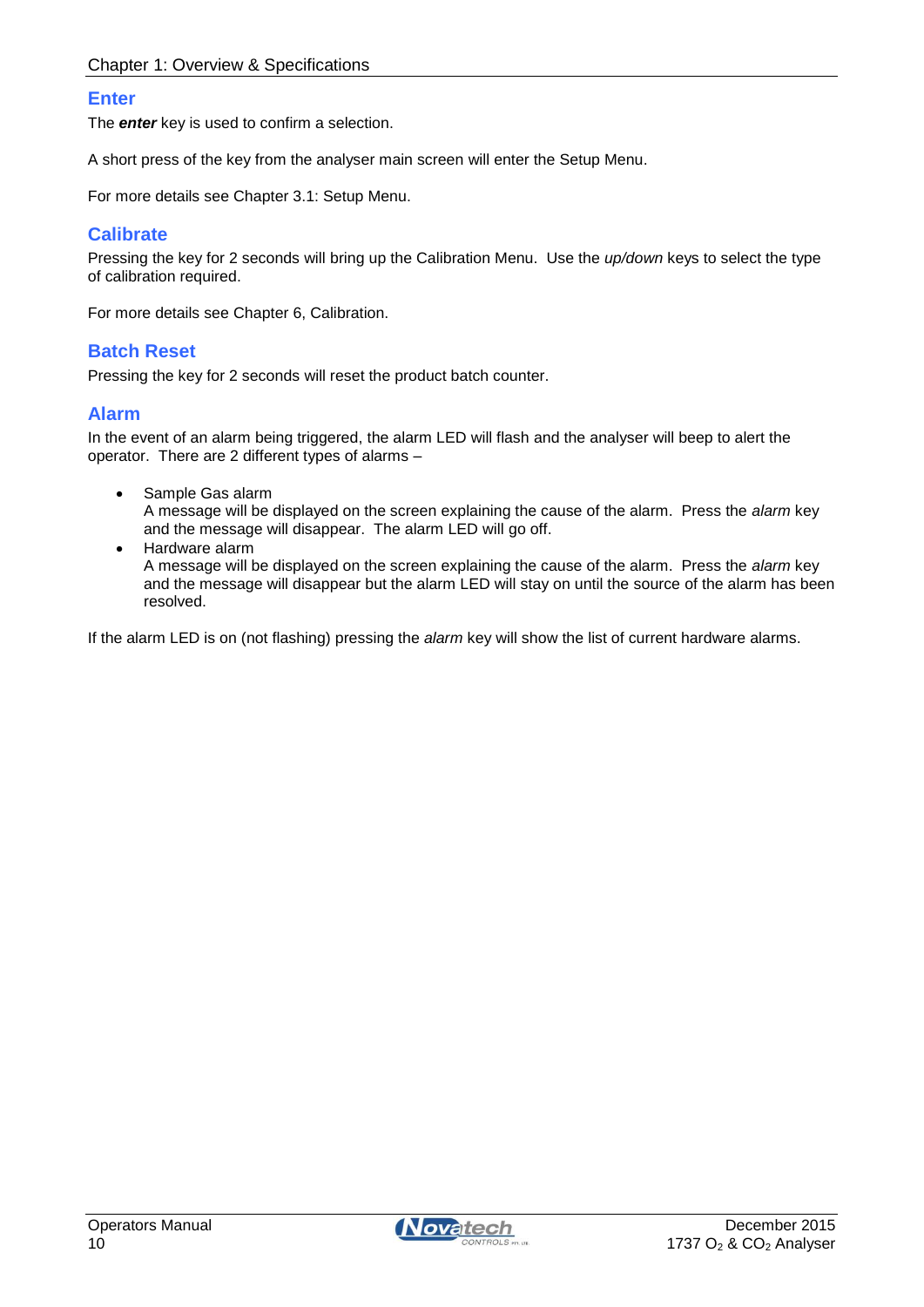## Enter

The ***enter*** key is used to confirm a selection.

A short press of the key from the analyser main screen will enter the Setup Menu.

For more details see Chapter 3.1: Setup Menu.

## Calibrate

Pressing the key for 2 seconds will bring up the Calibration Menu. Use the *up/down* keys to select the type of calibration required.

For more details see Chapter 6, Calibration.

## Batch Reset

Pressing the key for 2 seconds will reset the product batch counter.

## Alarm

In the event of an alarm being triggered, the alarm LED will flash and the analyser will beep to alert the operator. There are 2 different types of alarms –

- Sample Gas alarm
  A message will be displayed on the screen explaining the cause of the alarm. Press the *alarm* key and the message will disappear. The alarm LED will go off.
- Hardware alarm
  A message will be displayed on the screen explaining the cause of the alarm. Press the *alarm* key and the message will disappear but the alarm LED will stay on until the source of the alarm has been resolved.

If the alarm LED is on (not flashing) pressing the *alarm* key will show the list of current hardware alarms.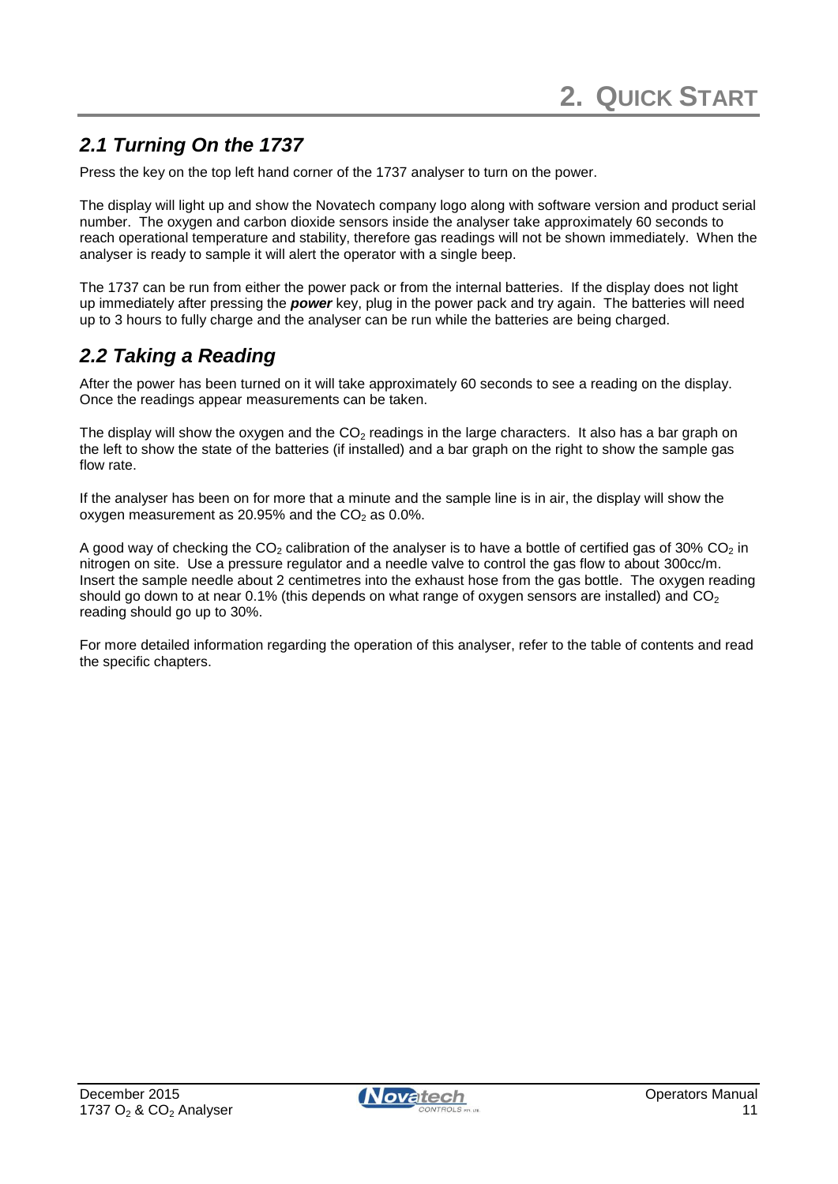# 2. QUICK START

## *2.1 Turning On the 1737*

Press the key on the top left hand corner of the 1737 analyser to turn on the power.

The display will light up and show the Novatech company logo along with software version and product serial number. The oxygen and carbon dioxide sensors inside the analyser take approximately 60 seconds to reach operational temperature and stability, therefore gas readings will not be shown immediately. When the analyser is ready to sample it will alert the operator with a single beep.

The 1737 can be run from either the power pack or from the internal batteries. If the display does not light up immediately after pressing the ***power*** key, plug in the power pack and try again. The batteries will need up to 3 hours to fully charge and the analyser can be run while the batteries are being charged.

## *2.2 Taking a Reading*

After the power has been turned on it will take approximately 60 seconds to see a reading on the display. Once the readings appear measurements can be taken.

The display will show the oxygen and the $CO_2$ readings in the large characters. It also has a bar graph on the left to show the state of the batteries (if installed) and a bar graph on the right to show the sample gas flow rate.

If the analyser has been on for more that a minute and the sample line is in air, the display will show the oxygen measurement as 20.95% and the $CO_2$ as 0.0%.

A good way of checking the $CO_2$ calibration of the analyser is to have a bottle of certified gas of 30% $CO_2$ in nitrogen on site. Use a pressure regulator and a needle valve to control the gas flow to about 300cc/m. Insert the sample needle about 2 centimetres into the exhaust hose from the gas bottle. The oxygen reading should go down to at near 0.1% (this depends on what range of oxygen sensors are installed) and $CO_2$ reading should go up to 30%.

For more detailed information regarding the operation of this analyser, refer to the table of contents and read the specific chapters.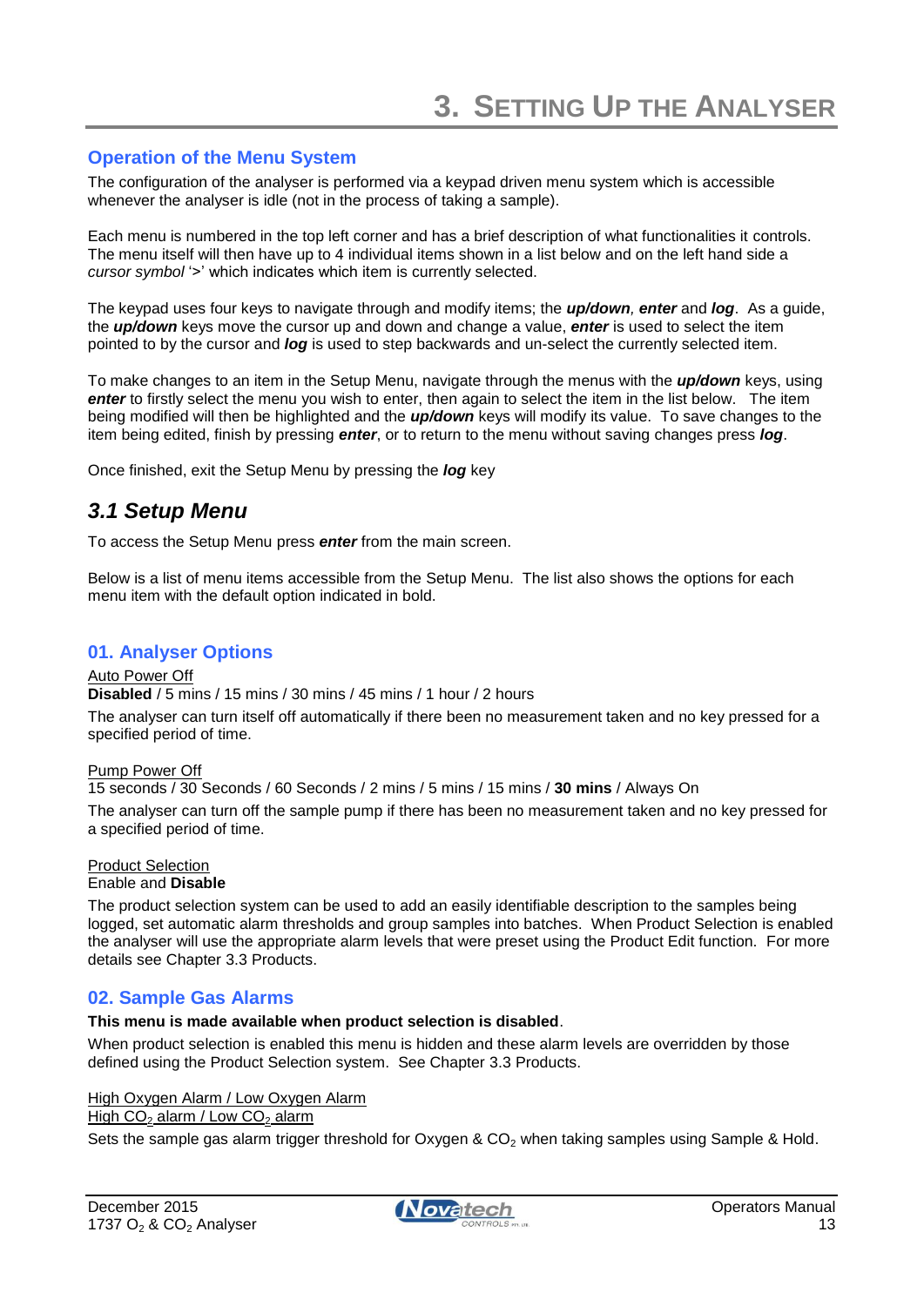# 3. Setting Up the Analyser

## Operation of the Menu System

The configuration of the analyser is performed via a keypad driven menu system which is accessible whenever the analyser is idle (not in the process of taking a sample).

Each menu is numbered in the top left corner and has a brief description of what functionalities it controls. The menu itself will then have up to 4 individual items shown in a list below and on the left hand side a *cursor symbol* '>' which indicates which item is currently selected.

The keypad uses four keys to navigate through and modify items; the ***up/down***, ***enter*** and ***log***. As a guide, the ***up/down*** keys move the cursor up and down and change a value, ***enter*** is used to select the item pointed to by the cursor and ***log*** is used to step backwards and un-select the currently selected item.

To make changes to an item in the Setup Menu, navigate through the menus with the ***up/down*** keys, using ***enter*** to firstly select the menu you wish to enter, then again to select the item in the list below. The item being modified will then be highlighted and the ***up/down*** keys will modify its value. To save changes to the item being edited, finish by pressing ***enter***, or to return to the menu without saving changes press ***log***.

Once finished, exit the Setup Menu by pressing the ***log*** key

## *3.1 Setup Menu*

To access the Setup Menu press ***enter*** from the main screen.

Below is a list of menu items accessible from the Setup Menu. The list also shows the options for each menu item with the default option indicated in bold.

### 01. Analyser Options

Auto Power Off

**Disabled** / 5 mins / 15 mins / 30 mins / 45 mins / 1 hour / 2 hours

The analyser can turn itself off automatically if there been no measurement taken and no key pressed for a specified period of time.

Pump Power Off

15 seconds / 30 Seconds / 60 Seconds / 2 mins / 5 mins / 15 mins / **30 mins** / Always On

The analyser can turn off the sample pump if there has been no measurement taken and no key pressed for a specified period of time.

Product Selection

Enable and **Disable**

The product selection system can be used to add an easily identifiable description to the samples being logged, set automatic alarm thresholds and group samples into batches. When Product Selection is enabled the analyser will use the appropriate alarm levels that were preset using the Product Edit function. For more details see Chapter 3.3 Products.

### 02. Sample Gas Alarms

**This menu is made available when product selection is disabled**.

When product selection is enabled this menu is hidden and these alarm levels are overridden by those defined using the Product Selection system. See Chapter 3.3 Products.

High Oxygen Alarm / Low Oxygen Alarm

High $CO_2$ alarm / Low $CO_2$ alarm

Sets the sample gas alarm trigger threshold for Oxygen & $CO_2$ when taking samples using Sample & Hold.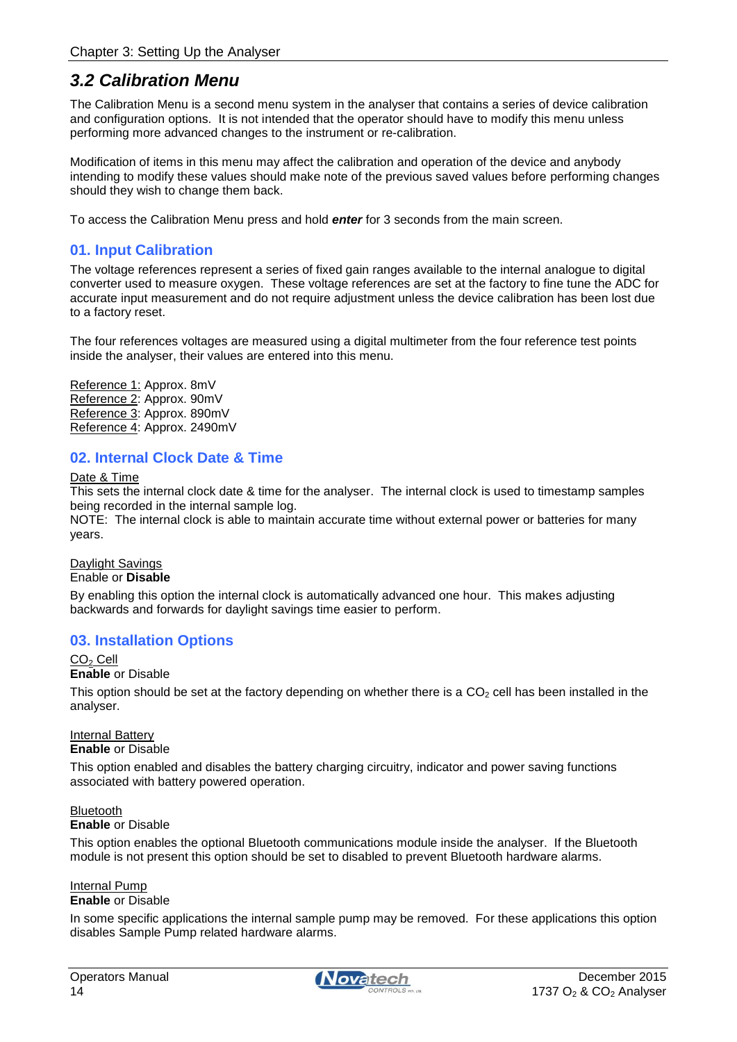## 3.2 Calibration Menu

The Calibration Menu is a second menu system in the analyser that contains a series of device calibration and configuration options. It is not intended that the operator should have to modify this menu unless performing more advanced changes to the instrument or re-calibration.

Modification of items in this menu may affect the calibration and operation of the device and anybody intending to modify these values should make note of the previous saved values before performing changes should they wish to change them back.

To access the Calibration Menu press and hold ***enter*** for 3 seconds from the main screen.

### 01. Input Calibration

The voltage references represent a series of fixed gain ranges available to the internal analogue to digital converter used to measure oxygen. These voltage references are set at the factory to fine tune the ADC for accurate input measurement and do not require adjustment unless the device calibration has been lost due to a factory reset.

The four references voltages are measured using a digital multimeter from the four reference test points inside the analyser, their values are entered into this menu.

Reference 1: Approx. 8mV
Reference 2: Approx. 90mV
Reference 3: Approx. 890mV
Reference 4: Approx. 2490mV

### 02. Internal Clock Date & Time

Date & Time
This sets the internal clock date & time for the analyser. The internal clock is used to timestamp samples being recorded in the internal sample log.
NOTE: The internal clock is able to maintain accurate time without external power or batteries for many years.

Daylight Savings
Enable or **Disable**

By enabling this option the internal clock is automatically advanced one hour. This makes adjusting backwards and forwards for daylight savings time easier to perform.

### 03. Installation Options

$CO_2$ Cell
**Enable** or Disable

This option should be set at the factory depending on whether there is a $CO_2$ cell has been installed in the analyser.

Internal Battery
**Enable** or Disable

This option enabled and disables the battery charging circuitry, indicator and power saving functions associated with battery powered operation.

Bluetooth
**Enable** or Disable

This option enables the optional Bluetooth communications module inside the analyser. If the Bluetooth module is not present this option should be set to disabled to prevent Bluetooth hardware alarms.

Internal Pump
**Enable** or Disable

In some specific applications the internal sample pump may be removed. For these applications this option disables Sample Pump related hardware alarms.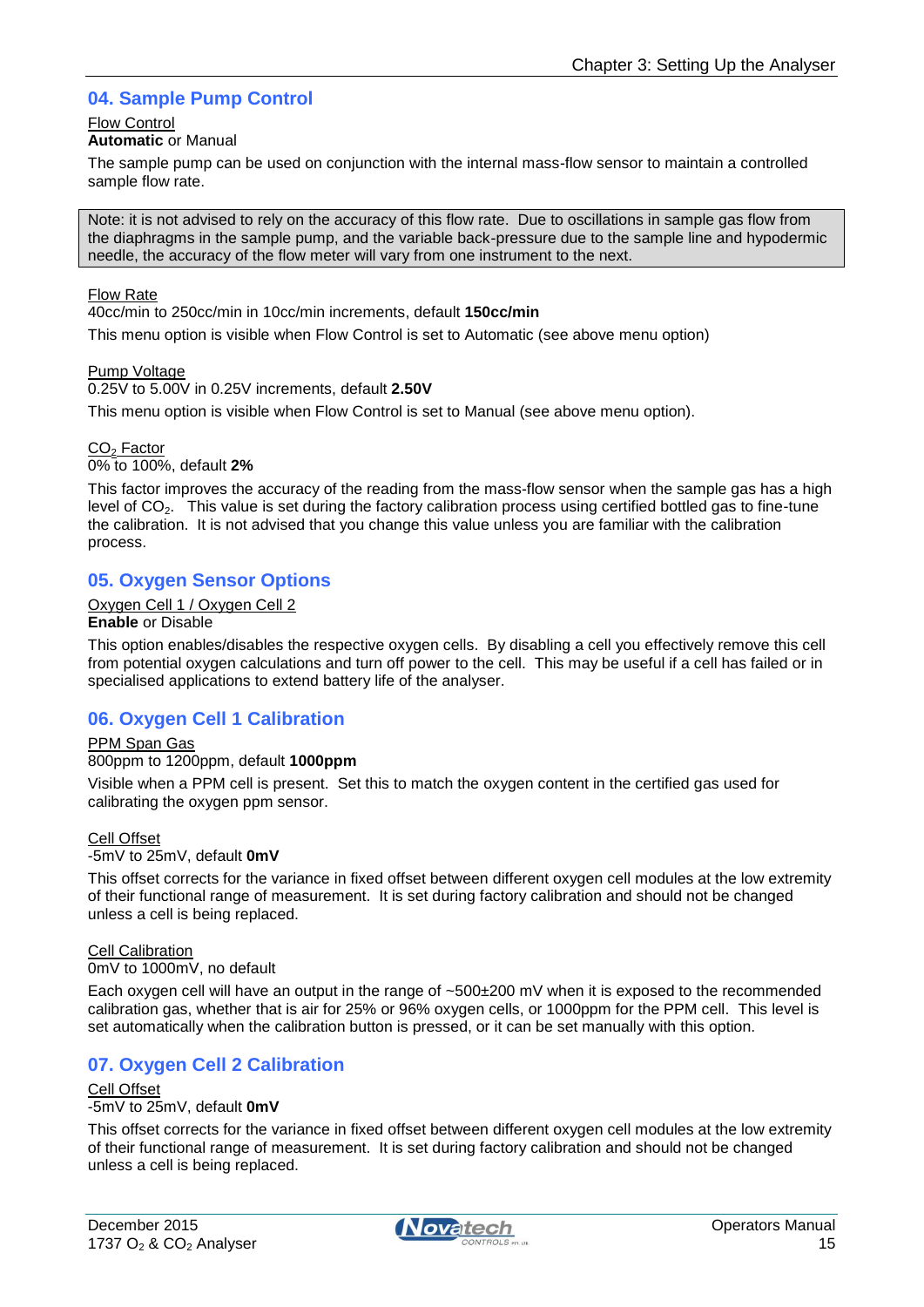## 04. Sample Pump Control

Flow Control
**Automatic** or Manual

The sample pump can be used on conjunction with the internal mass-flow sensor to maintain a controlled sample flow rate.

> Note: it is not advised to rely on the accuracy of this flow rate. Due to oscillations in sample gas flow from the diaphragms in the sample pump, and the variable back-pressure due to the sample line and hypodermic needle, the accuracy of the flow meter will vary from one instrument to the next.

Flow Rate
40cc/min to 250cc/min in 10cc/min increments, default **150cc/min**

This menu option is visible when Flow Control is set to Automatic (see above menu option)

Pump Voltage
0.25V to 5.00V in 0.25V increments, default **2.50V**

This menu option is visible when Flow Control is set to Manual (see above menu option).

$CO_2$ Factor
0% to 100%, default **2%**

This factor improves the accuracy of the reading from the mass-flow sensor when the sample gas has a high level of $CO_2$. This value is set during the factory calibration process using certified bottled gas to fine-tune the calibration. It is not advised that you change this value unless you are familiar with the calibration process.

## 05. Oxygen Sensor Options

Oxygen Cell 1 / Oxygen Cell 2
**Enable** or Disable

This option enables/disables the respective oxygen cells. By disabling a cell you effectively remove this cell from potential oxygen calculations and turn off power to the cell. This may be useful if a cell has failed or in specialised applications to extend battery life of the analyser.

## 06. Oxygen Cell 1 Calibration

PPM Span Gas
800ppm to 1200ppm, default **1000ppm**

Visible when a PPM cell is present. Set this to match the oxygen content in the certified gas used for calibrating the oxygen ppm sensor.

Cell Offset
-5mV to 25mV, default **0mV**

This offset corrects for the variance in fixed offset between different oxygen cell modules at the low extremity of their functional range of measurement. It is set during factory calibration and should not be changed unless a cell is being replaced.

Cell Calibration
0mV to 1000mV, no default

Each oxygen cell will have an output in the range of ~500±200 mV when it is exposed to the recommended calibration gas, whether that is air for 25% or 96% oxygen cells, or 1000ppm for the PPM cell. This level is set automatically when the calibration button is pressed, or it can be set manually with this option.

## 07. Oxygen Cell 2 Calibration

Cell Offset
-5mV to 25mV, default **0mV**

This offset corrects for the variance in fixed offset between different oxygen cell modules at the low extremity of their functional range of measurement. It is set during factory calibration and should not be changed unless a cell is being replaced.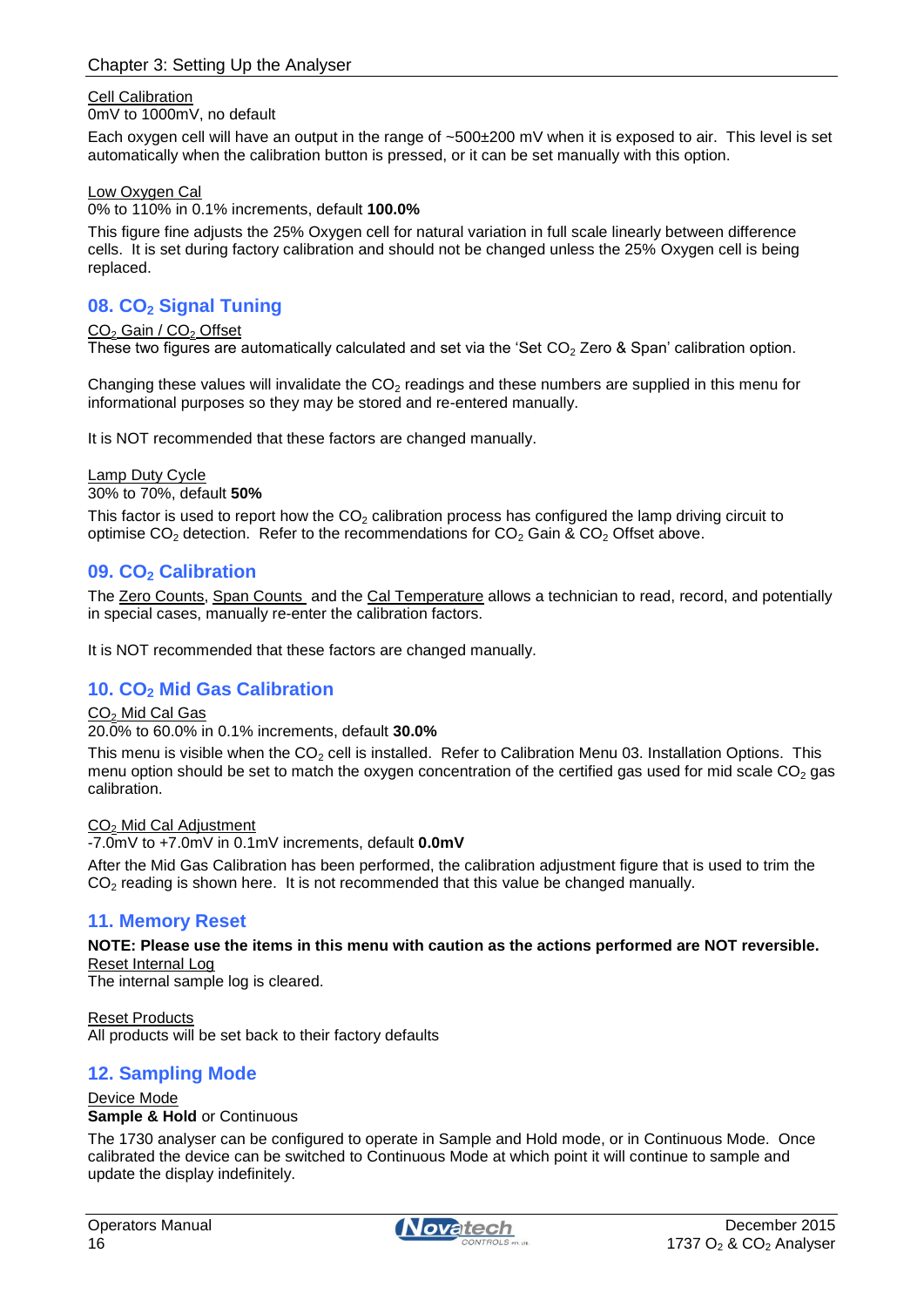Cell Calibration
0mV to 1000mV, no default

Each oxygen cell will have an output in the range of ~500±200 mV when it is exposed to air. This level is set automatically when the calibration button is pressed, or it can be set manually with this option.

Low Oxygen Cal
0% to 110% in 0.1% increments, default **100.0%**

This figure fine adjusts the 25% Oxygen cell for natural variation in full scale linearly between difference cells. It is set during factory calibration and should not be changed unless the 25% Oxygen cell is being replaced.

## 08. $CO_2$ Signal Tuning

$CO_2$ Gain / $CO_2$ Offset
These two figures are automatically calculated and set via the 'Set $CO_2$ Zero & Span' calibration option.

Changing these values will invalidate the $CO_2$ readings and these numbers are supplied in this menu for informational purposes so they may be stored and re-entered manually.

It is NOT recommended that these factors are changed manually.

Lamp Duty Cycle
30% to 70%, default **50%**

This factor is used to report how the $CO_2$ calibration process has configured the lamp driving circuit to optimise $CO_2$ detection. Refer to the recommendations for $CO_2$ Gain & $CO_2$ Offset above.

## 09. $CO_2$ Calibration

The Zero Counts, Span Counts and the Cal Temperature allows a technician to read, record, and potentially in special cases, manually re-enter the calibration factors.

It is NOT recommended that these factors are changed manually.

## 10. $CO_2$ Mid Gas Calibration

$CO_2$ Mid Cal Gas
20.0% to 60.0% in 0.1% increments, default **30.0%**

This menu is visible when the $CO_2$ cell is installed. Refer to Calibration Menu 03. Installation Options. This menu option should be set to match the oxygen concentration of the certified gas used for mid scale $CO_2$ gas calibration.

$CO_2$ Mid Cal Adjustment
-7.0mV to +7.0mV in 0.1mV increments, default **0.0mV**

After the Mid Gas Calibration has been performed, the calibration adjustment figure that is used to trim the $CO_2$ reading is shown here. It is not recommended that this value be changed manually.

## 11. Memory Reset

**NOTE: Please use the items in this menu with caution as the actions performed are NOT reversible.**

Reset Internal Log
The internal sample log is cleared.

Reset Products
All products will be set back to their factory defaults

## 12. Sampling Mode

Device Mode
**Sample & Hold** or Continuous

The 1730 analyser can be configured to operate in Sample and Hold mode, or in Continuous Mode. Once calibrated the device can be switched to Continuous Mode at which point it will continue to sample and update the display indefinitely.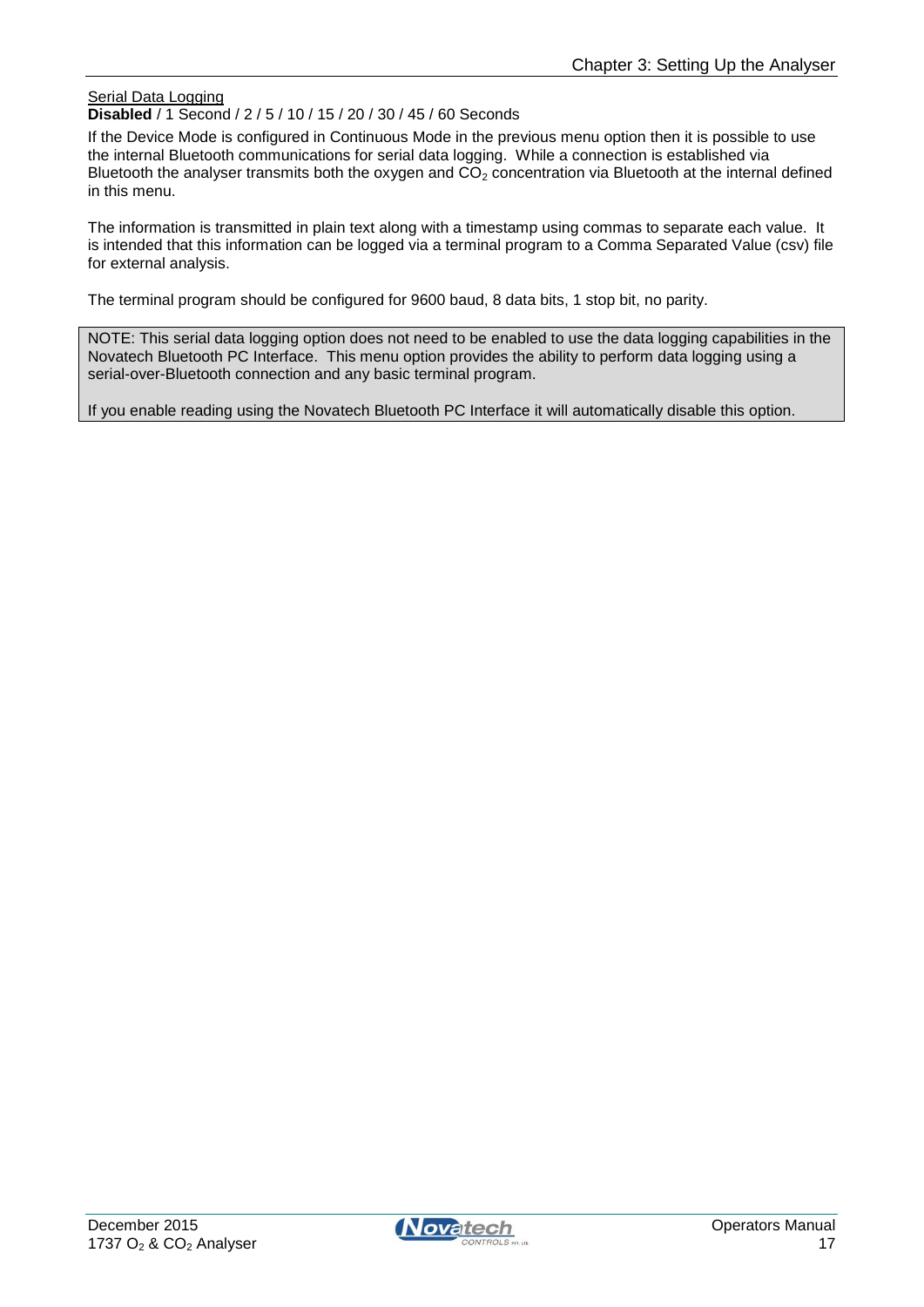Serial Data Logging

**Disabled** / 1 Second / 2 / 5 / 10 / 15 / 20 / 30 / 45 / 60 Seconds

If the Device Mode is configured in Continuous Mode in the previous menu option then it is possible to use the internal Bluetooth communications for serial data logging. While a connection is established via Bluetooth the analyser transmits both the oxygen and $CO_2$ concentration via Bluetooth at the internal defined in this menu.

The information is transmitted in plain text along with a timestamp using commas to separate each value. It is intended that this information can be logged via a terminal program to a Comma Separated Value (csv) file for external analysis.

The terminal program should be configured for 9600 baud, 8 data bits, 1 stop bit, no parity.

> NOTE: This serial data logging option does not need to be enabled to use the data logging capabilities in the Novatech Bluetooth PC Interface. This menu option provides the ability to perform data logging using a serial-over-Bluetooth connection and any basic terminal program.
>
> If you enable reading using the Novatech Bluetooth PC Interface it will automatically disable this option.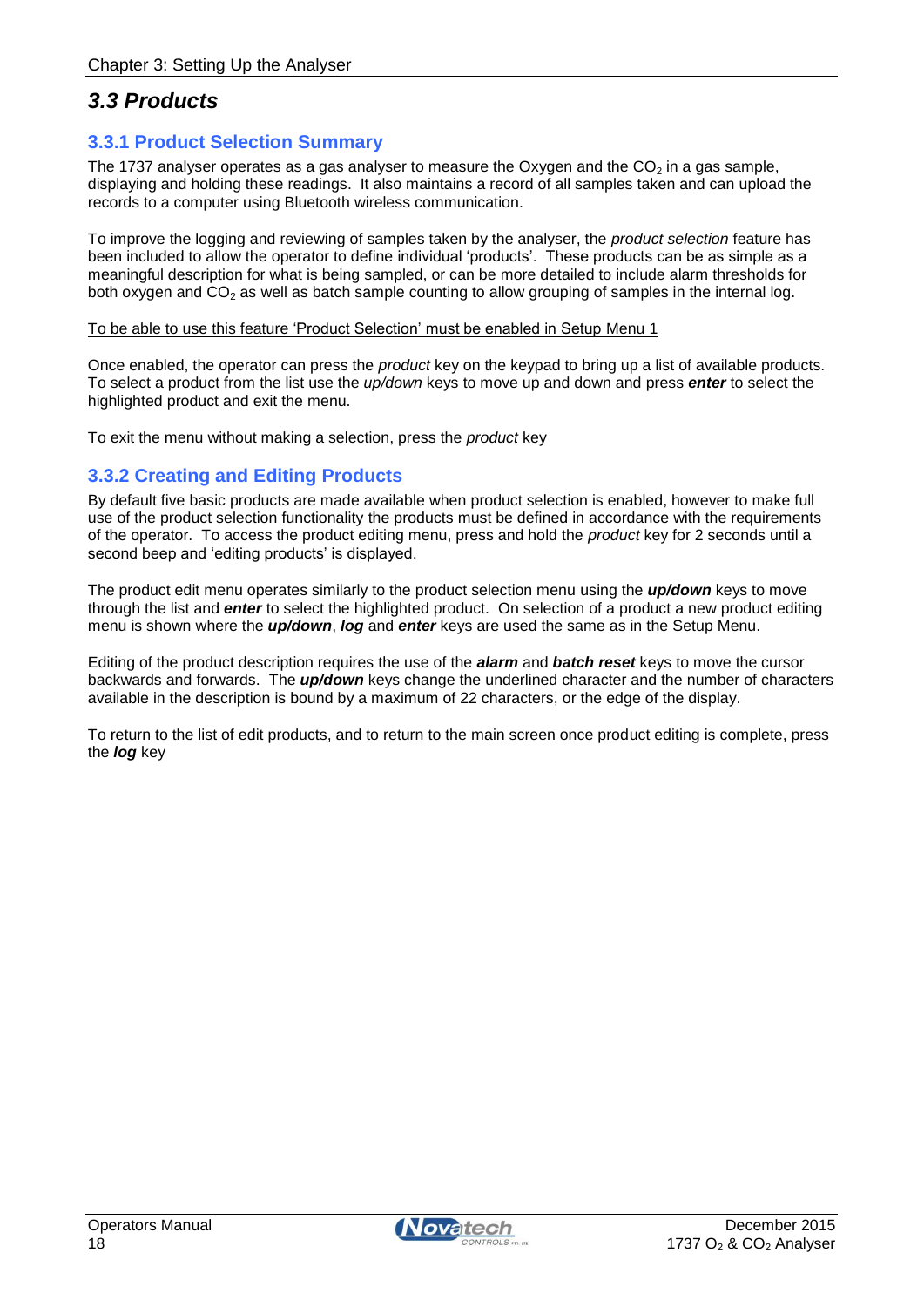## 3.3 Products

### 3.3.1 Product Selection Summary

The 1737 analyser operates as a gas analyser to measure the Oxygen and the $CO_2$ in a gas sample, displaying and holding these readings. It also maintains a record of all samples taken and can upload the records to a computer using Bluetooth wireless communication.

To improve the logging and reviewing of samples taken by the analyser, the *product selection* feature has been included to allow the operator to define individual 'products'. These products can be as simple as a meaningful description for what is being sampled, or can be more detailed to include alarm thresholds for both oxygen and $CO_2$ as well as batch sample counting to allow grouping of samples in the internal log.

To be able to use this feature 'Product Selection' must be enabled in Setup Menu 1

Once enabled, the operator can press the *product* key on the keypad to bring up a list of available products. To select a product from the list use the *up/down* keys to move up and down and press ***enter*** to select the highlighted product and exit the menu.

To exit the menu without making a selection, press the *product* key

### 3.3.2 Creating and Editing Products

By default five basic products are made available when product selection is enabled, however to make full use of the product selection functionality the products must be defined in accordance with the requirements of the operator. To access the product editing menu, press and hold the *product* key for 2 seconds until a second beep and 'editing products' is displayed.

The product edit menu operates similarly to the product selection menu using the ***up/down*** keys to move through the list and ***enter*** to select the highlighted product. On selection of a product a new product editing menu is shown where the ***up/down***, ***log*** and ***enter*** keys are used the same as in the Setup Menu.

Editing of the product description requires the use of the ***alarm*** and ***batch reset*** keys to move the cursor backwards and forwards. The ***up/down*** keys change the underlined character and the number of characters available in the description is bound by a maximum of 22 characters, or the edge of the display.

To return to the list of edit products, and to return to the main screen once product editing is complete, press the ***log*** key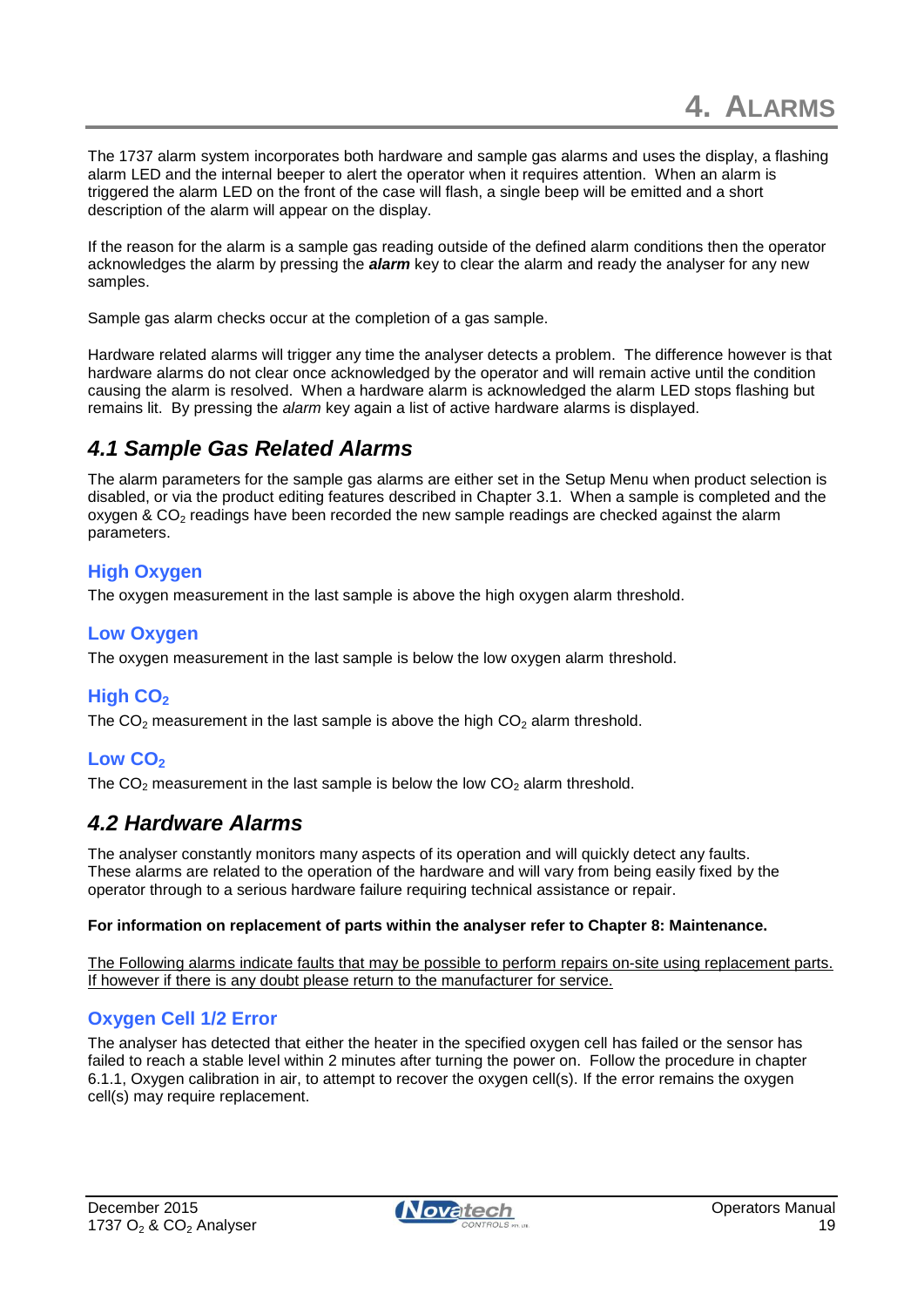# 4. Alarms

The 1737 alarm system incorporates both hardware and sample gas alarms and uses the display, a flashing alarm LED and the internal beeper to alert the operator when it requires attention. When an alarm is triggered the alarm LED on the front of the case will flash, a single beep will be emitted and a short description of the alarm will appear on the display.

If the reason for the alarm is a sample gas reading outside of the defined alarm conditions then the operator acknowledges the alarm by pressing the ***alarm*** key to clear the alarm and ready the analyser for any new samples.

Sample gas alarm checks occur at the completion of a gas sample.

Hardware related alarms will trigger any time the analyser detects a problem. The difference however is that hardware alarms do not clear once acknowledged by the operator and will remain active until the condition causing the alarm is resolved. When a hardware alarm is acknowledged the alarm LED stops flashing but remains lit. By pressing the *alarm* key again a list of active hardware alarms is displayed.

## 4.1 Sample Gas Related Alarms

The alarm parameters for the sample gas alarms are either set in the Setup Menu when product selection is disabled, or via the product editing features described in Chapter 3.1. When a sample is completed and the oxygen & $CO_2$ readings have been recorded the new sample readings are checked against the alarm parameters.

### High Oxygen

The oxygen measurement in the last sample is above the high oxygen alarm threshold.

### Low Oxygen

The oxygen measurement in the last sample is below the low oxygen alarm threshold.

### High $CO_2$

The $CO_2$ measurement in the last sample is above the high $CO_2$ alarm threshold.

### Low $CO_2$

The $CO_2$ measurement in the last sample is below the low $CO_2$ alarm threshold.

## 4.2 Hardware Alarms

The analyser constantly monitors many aspects of its operation and will quickly detect any faults. These alarms are related to the operation of the hardware and will vary from being easily fixed by the operator through to a serious hardware failure requiring technical assistance or repair.

**For information on replacement of parts within the analyser refer to Chapter 8: Maintenance.**

The Following alarms indicate faults that may be possible to perform repairs on-site using replacement parts. If however if there is any doubt please return to the manufacturer for service.

### Oxygen Cell 1/2 Error

The analyser has detected that either the heater in the specified oxygen cell has failed or the sensor has failed to reach a stable level within 2 minutes after turning the power on. Follow the procedure in chapter 6.1.1, Oxygen calibration in air, to attempt to recover the oxygen cell(s). If the error remains the oxygen cell(s) may require replacement.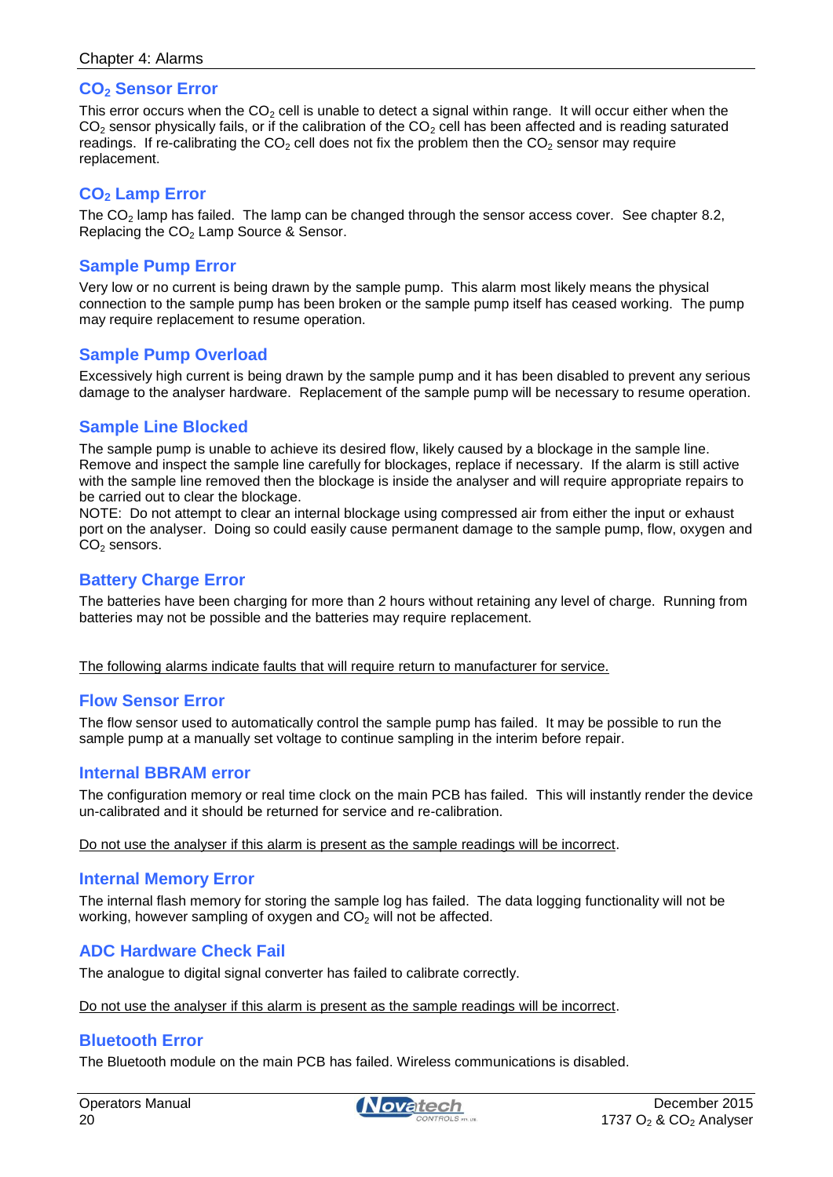## $CO_2$ Sensor Error

This error occurs when the $CO_2$ cell is unable to detect a signal within range. It will occur either when the $CO_2$ sensor physically fails, or if the calibration of the $CO_2$ cell has been affected and is reading saturated readings. If re-calibrating the $CO_2$ cell does not fix the problem then the $CO_2$ sensor may require replacement.

## $CO_2$ Lamp Error

The $CO_2$ lamp has failed. The lamp can be changed through the sensor access cover. See chapter 8.2, Replacing the $CO_2$ Lamp Source & Sensor.

## Sample Pump Error

Very low or no current is being drawn by the sample pump. This alarm most likely means the physical connection to the sample pump has been broken or the sample pump itself has ceased working. The pump may require replacement to resume operation.

## Sample Pump Overload

Excessively high current is being drawn by the sample pump and it has been disabled to prevent any serious damage to the analyser hardware. Replacement of the sample pump will be necessary to resume operation.

## Sample Line Blocked

The sample pump is unable to achieve its desired flow, likely caused by a blockage in the sample line. Remove and inspect the sample line carefully for blockages, replace if necessary. If the alarm is still active with the sample line removed then the blockage is inside the analyser and will require appropriate repairs to be carried out to clear the blockage.

NOTE: Do not attempt to clear an internal blockage using compressed air from either the input or exhaust port on the analyser. Doing so could easily cause permanent damage to the sample pump, flow, oxygen and $CO_2$ sensors.

## Battery Charge Error

The batteries have been charging for more than 2 hours without retaining any level of charge. Running from batteries may not be possible and the batteries may require replacement.

The following alarms indicate faults that will require return to manufacturer for service.

## Flow Sensor Error

The flow sensor used to automatically control the sample pump has failed. It may be possible to run the sample pump at a manually set voltage to continue sampling in the interim before repair.

## Internal BBRAM error

The configuration memory or real time clock on the main PCB has failed. This will instantly render the device un-calibrated and it should be returned for service and re-calibration.

Do not use the analyser if this alarm is present as the sample readings will be incorrect.

## Internal Memory Error

The internal flash memory for storing the sample log has failed. The data logging functionality will not be working, however sampling of oxygen and $CO_2$ will not be affected.

## ADC Hardware Check Fail

The analogue to digital signal converter has failed to calibrate correctly.

Do not use the analyser if this alarm is present as the sample readings will be incorrect.

## Bluetooth Error

The Bluetooth module on the main PCB has failed. Wireless communications is disabled.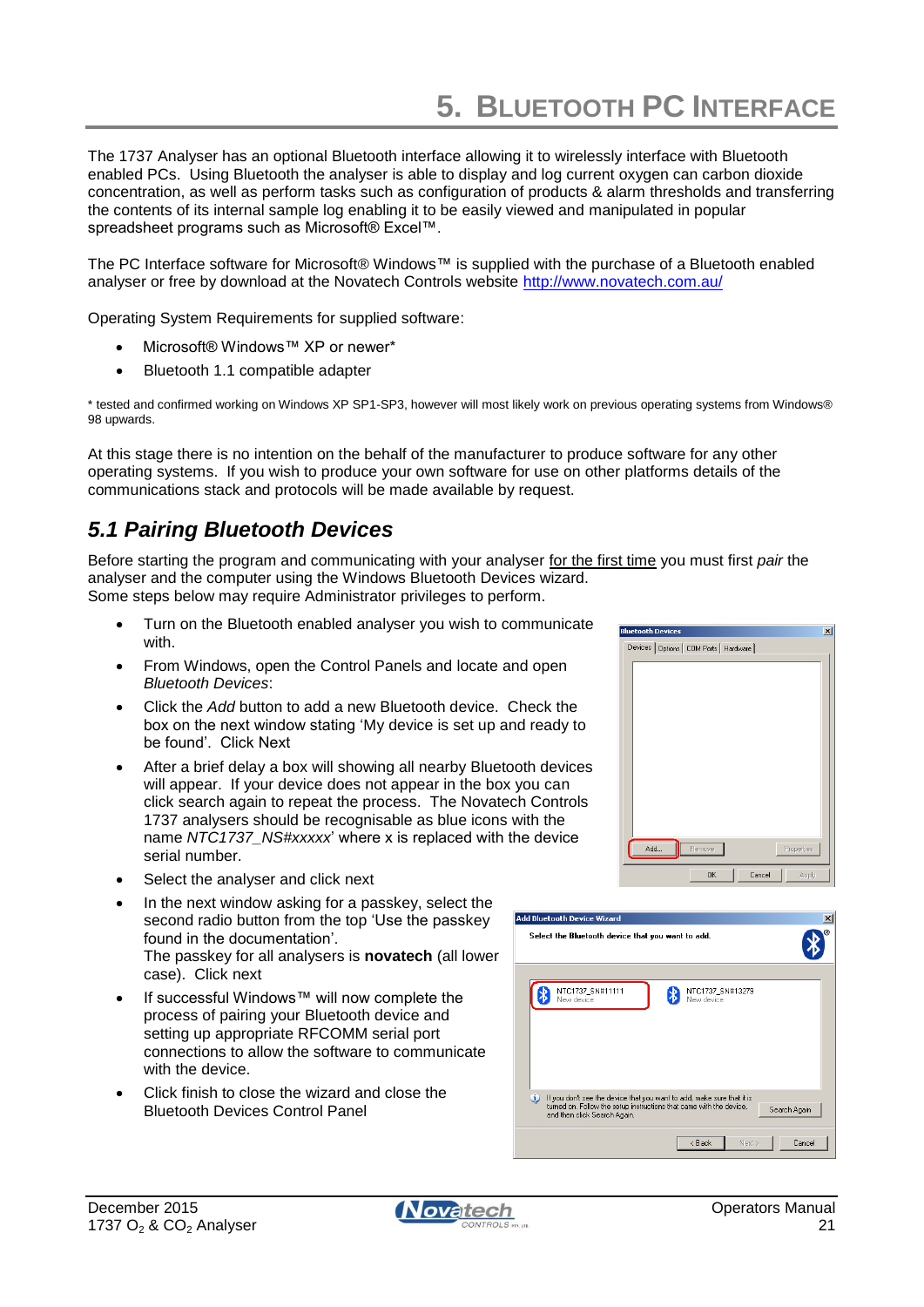# 5. Bluetooth PC Interface

The 1737 Analyser has an optional Bluetooth interface allowing it to wirelessly interface with Bluetooth enabled PCs. Using Bluetooth the analyser is able to display and log current oxygen can carbon dioxide concentration, as well as perform tasks such as configuration of products & alarm thresholds and transferring the contents of its internal sample log enabling it to be easily viewed and manipulated in popular spreadsheet programs such as Microsoft® Excel™.

The PC Interface software for Microsoft® Windows™ is supplied with the purchase of a Bluetooth enabled analyser or free by download at the Novatech Controls website http://www.novatech.com.au/

Operating System Requirements for supplied software:

- Microsoft® Windows™ XP or newer*
- Bluetooth 1.1 compatible adapter

\* tested and confirmed working on Windows XP SP1-SP3, however will most likely work on previous operating systems from Windows® 98 upwards.

At this stage there is no intention on the behalf of the manufacturer to produce software for any other operating systems. If you wish to produce your own software for use on other platforms details of the communications stack and protocols will be made available by request.

## 5.1 Pairing Bluetooth Devices

Before starting the program and communicating with your analyser for the first time you must first *pair* the analyser and the computer using the Windows Bluetooth Devices wizard.
Some steps below may require Administrator privileges to perform.

- Turn on the Bluetooth enabled analyser you wish to communicate with.
- From Windows, open the Control Panels and locate and open *Bluetooth Devices*:
- Click the *Add* button to add a new Bluetooth device. Check the box on the next window stating 'My device is set up and ready to be found'. Click Next
- After a brief delay a box will showing all nearby Bluetooth devices will appear. If your device does not appear in the box you can click search again to repeat the process. The Novatech Controls 1737 analysers should be recognisable as blue icons with the name *NTC1737_NS#xxxxx*' where x is replaced with the device serial number.
- Select the analyser and click next
- In the next window asking for a passkey, select the second radio button from the top 'Use the passkey found in the documentation'.
  The passkey for all analysers is **novatech** (all lower case). Click next
- If successful Windows™ will now complete the process of pairing your Bluetooth device and setting up appropriate RFCOMM serial port connections to allow the software to communicate with the device.
- Click finish to close the wizard and close the Bluetooth Devices Control Panel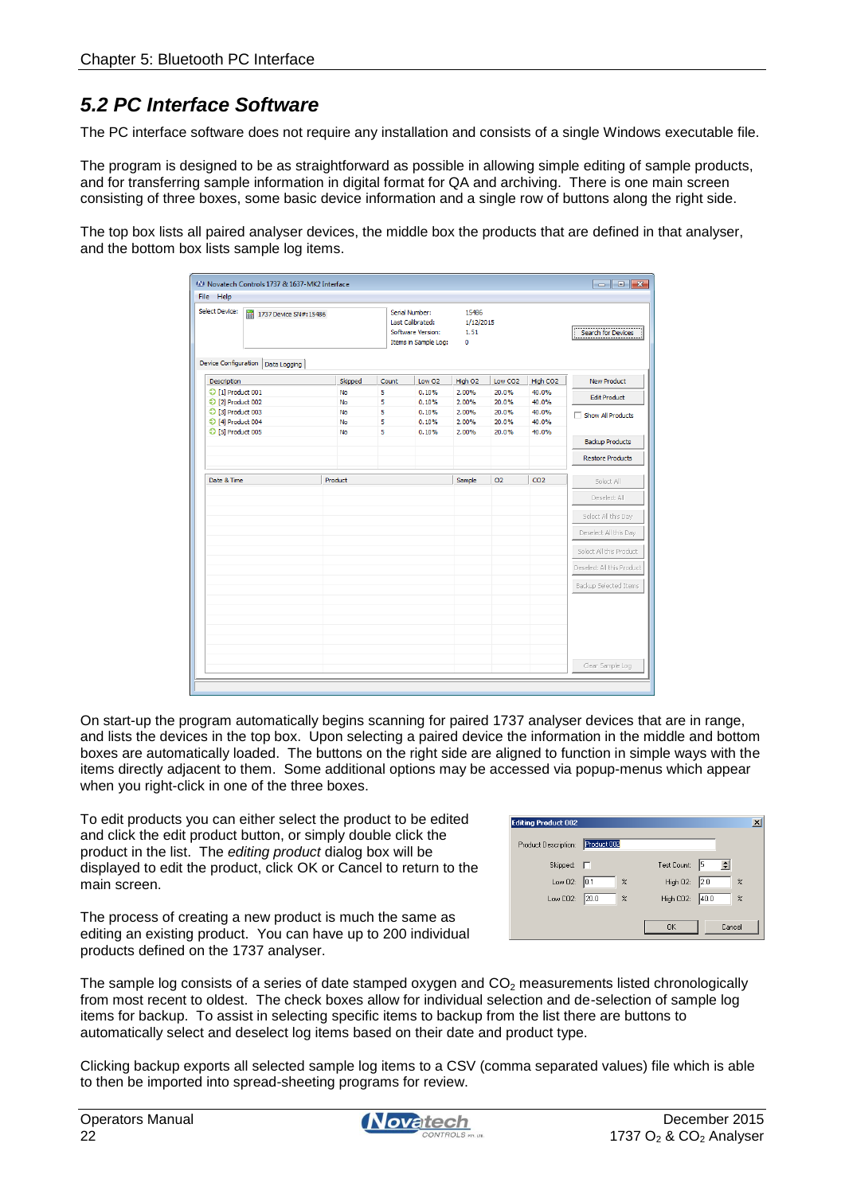## 5.2 PC Interface Software

The PC interface software does not require any installation and consists of a single Windows executable file.

The program is designed to be as straightforward as possible in allowing simple editing of sample products, and for transferring sample information in digital format for QA and archiving. There is one main screen consisting of three boxes, some basic device information and a single row of buttons along the right side.

The top box lists all paired analyser devices, the middle box the products that are defined in that analyser, and the bottom box lists sample log items.

On start-up the program automatically begins scanning for paired 1737 analyser devices that are in range, and lists the devices in the top box. Upon selecting a paired device the information in the middle and bottom boxes are automatically loaded. The buttons on the right side are aligned to function in simple ways with the items directly adjacent to them. Some additional options may be accessed via popup-menus which appear when you right-click in one of the three boxes.

To edit products you can either select the product to be edited and click the edit product button, or simply double click the product in the list. The *editing product* dialog box will be displayed to edit the product, click OK or Cancel to return to the main screen.

The process of creating a new product is much the same as editing an existing product. You can have up to 200 individual products defined on the 1737 analyser.

The sample log consists of a series of date stamped oxygen and $CO_2$ measurements listed chronologically from most recent to oldest. The check boxes allow for individual selection and de-selection of sample log items for backup. To assist in selecting specific items to backup from the list there are buttons to automatically select and deselect log items based on their date and product type.

Clicking backup exports all selected sample log items to a CSV (comma separated values) file which is able to then be imported into spread-sheeting programs for review.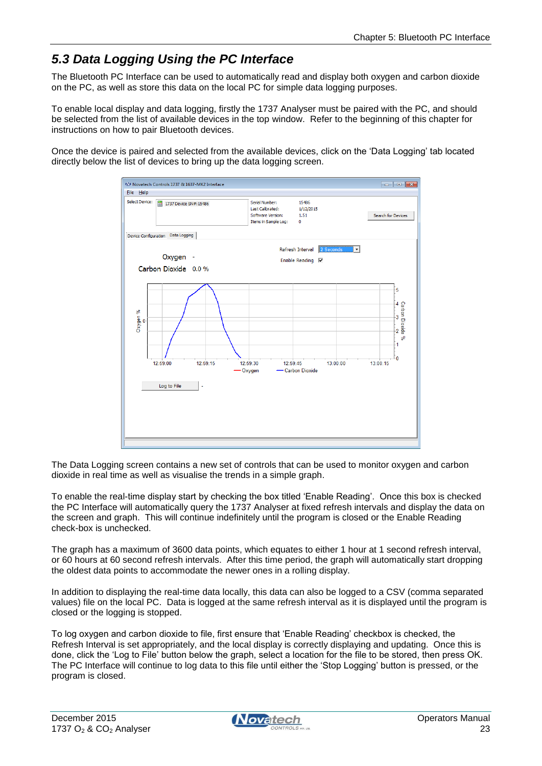## 5.3 Data Logging Using the PC Interface

The Bluetooth PC Interface can be used to automatically read and display both oxygen and carbon dioxide on the PC, as well as store this data on the local PC for simple data logging purposes.

To enable local display and data logging, firstly the 1737 Analyser must be paired with the PC, and should be selected from the list of available devices in the top window. Refer to the beginning of this chapter for instructions on how to pair Bluetooth devices.

Once the device is paired and selected from the available devices, click on the 'Data Logging' tab located directly below the list of devices to bring up the data logging screen.

The Data Logging screen contains a new set of controls that can be used to monitor oxygen and carbon dioxide in real time as well as visualise the trends in a simple graph.

To enable the real-time display start by checking the box titled 'Enable Reading'. Once this box is checked the PC Interface will automatically query the 1737 Analyser at fixed refresh intervals and display the data on the screen and graph. This will continue indefinitely until the program is closed or the Enable Reading check-box is unchecked.

The graph has a maximum of 3600 data points, which equates to either 1 hour at 1 second refresh interval, or 60 hours at 60 second refresh intervals. After this time period, the graph will automatically start dropping the oldest data points to accommodate the newer ones in a rolling display.

In addition to displaying the real-time data locally, this data can also be logged to a CSV (comma separated values) file on the local PC. Data is logged at the same refresh interval as it is displayed until the program is closed or the logging is stopped.

To log oxygen and carbon dioxide to file, first ensure that 'Enable Reading' checkbox is checked, the Refresh Interval is set appropriately, and the local display is correctly displaying and updating. Once this is done, click the 'Log to File' button below the graph, select a location for the file to be stored, then press OK. The PC Interface will continue to log data to this file until either the 'Stop Logging' button is pressed, or the program is closed.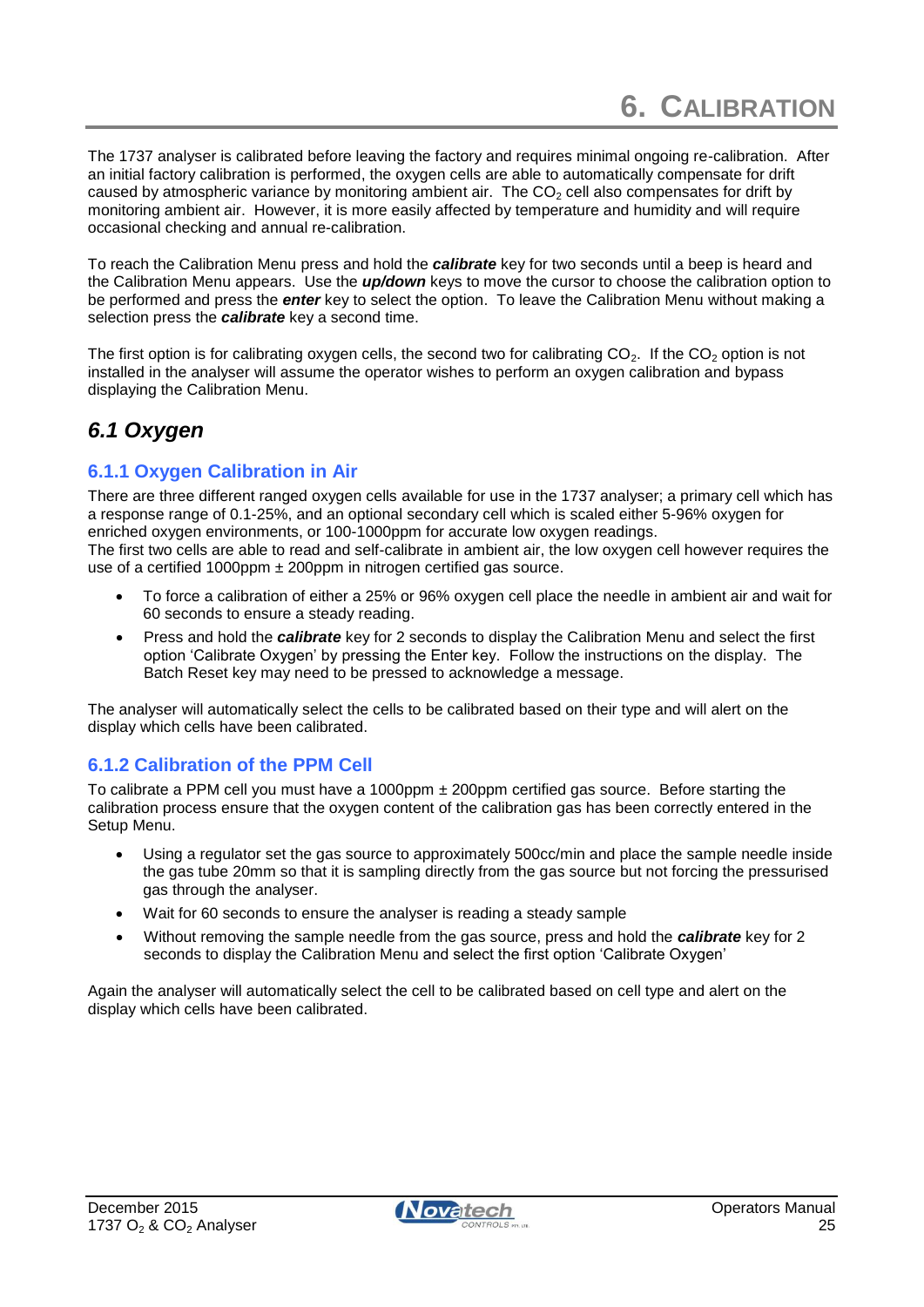# 6. Calibration

The 1737 analyser is calibrated before leaving the factory and requires minimal ongoing re-calibration. After an initial factory calibration is performed, the oxygen cells are able to automatically compensate for drift caused by atmospheric variance by monitoring ambient air. The $CO_2$ cell also compensates for drift by monitoring ambient air. However, it is more easily affected by temperature and humidity and will require occasional checking and annual re-calibration.

To reach the Calibration Menu press and hold the ***calibrate*** key for two seconds until a beep is heard and the Calibration Menu appears. Use the ***up/down*** keys to move the cursor to choose the calibration option to be performed and press the ***enter*** key to select the option. To leave the Calibration Menu without making a selection press the ***calibrate*** key a second time.

The first option is for calibrating oxygen cells, the second two for calibrating $CO_2$. If the $CO_2$ option is not installed in the analyser will assume the operator wishes to perform an oxygen calibration and bypass displaying the Calibration Menu.

## *6.1 Oxygen*

### 6.1.1 Oxygen Calibration in Air

There are three different ranged oxygen cells available for use in the 1737 analyser; a primary cell which has a response range of 0.1-25%, and an optional secondary cell which is scaled either 5-96% oxygen for enriched oxygen environments, or 100-1000ppm for accurate low oxygen readings.
The first two cells are able to read and self-calibrate in ambient air, the low oxygen cell however requires the use of a certified 1000ppm ± 200ppm in nitrogen certified gas source.

- To force a calibration of either a 25% or 96% oxygen cell place the needle in ambient air and wait for 60 seconds to ensure a steady reading.
- Press and hold the ***calibrate*** key for 2 seconds to display the Calibration Menu and select the first option 'Calibrate Oxygen' by pressing the Enter key. Follow the instructions on the display. The Batch Reset key may need to be pressed to acknowledge a message.

The analyser will automatically select the cells to be calibrated based on their type and will alert on the display which cells have been calibrated.

### 6.1.2 Calibration of the PPM Cell

To calibrate a PPM cell you must have a 1000ppm ± 200ppm certified gas source. Before starting the calibration process ensure that the oxygen content of the calibration gas has been correctly entered in the Setup Menu.

- Using a regulator set the gas source to approximately 500cc/min and place the sample needle inside the gas tube 20mm so that it is sampling directly from the gas source but not forcing the pressurised gas through the analyser.
- Wait for 60 seconds to ensure the analyser is reading a steady sample
- Without removing the sample needle from the gas source, press and hold the ***calibrate*** key for 2 seconds to display the Calibration Menu and select the first option 'Calibrate Oxygen'

Again the analyser will automatically select the cell to be calibrated based on cell type and alert on the display which cells have been calibrated.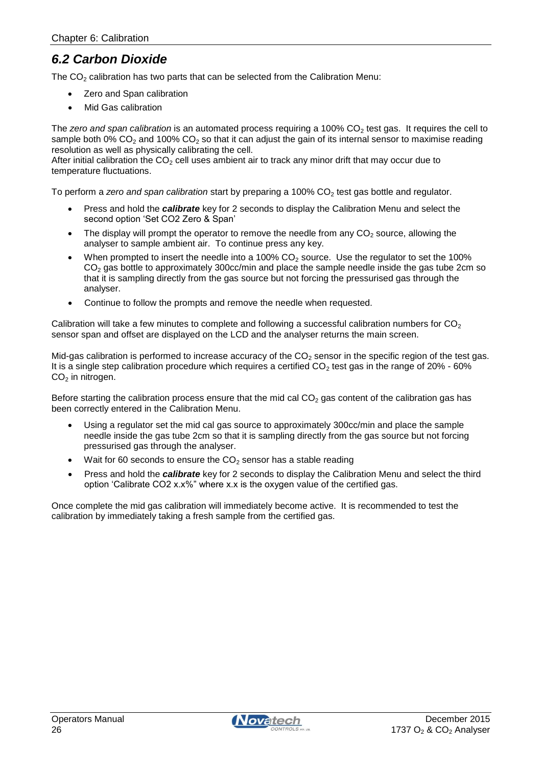## *6.2 Carbon Dioxide*

The $CO_2$ calibration has two parts that can be selected from the Calibration Menu:

- Zero and Span calibration
- Mid Gas calibration

The *zero and span calibration* is an automated process requiring a 100% $CO_2$ test gas. It requires the cell to sample both 0% $CO_2$ and 100% $CO_2$ so that it can adjust the gain of its internal sensor to maximise reading resolution as well as physically calibrating the cell.
After initial calibration the $CO_2$ cell uses ambient air to track any minor drift that may occur due to temperature fluctuations.

To perform a *zero and span calibration* start by preparing a 100% $CO_2$ test gas bottle and regulator.

- Press and hold the ***calibrate*** key for 2 seconds to display the Calibration Menu and select the second option 'Set CO2 Zero & Span'
- The display will prompt the operator to remove the needle from any $CO_2$ source, allowing the analyser to sample ambient air. To continue press any key.
- When prompted to insert the needle into a 100% $CO_2$ source. Use the regulator to set the 100% $CO_2$ gas bottle to approximately 300cc/min and place the sample needle inside the gas tube 2cm so that it is sampling directly from the gas source but not forcing the pressurised gas through the analyser.
- Continue to follow the prompts and remove the needle when requested.

Calibration will take a few minutes to complete and following a successful calibration numbers for $CO_2$ sensor span and offset are displayed on the LCD and the analyser returns the main screen.

Mid-gas calibration is performed to increase accuracy of the $CO_2$ sensor in the specific region of the test gas. It is a single step calibration procedure which requires a certified $CO_2$ test gas in the range of 20% - 60% $CO_2$ in nitrogen.

Before starting the calibration process ensure that the mid cal $CO_2$ gas content of the calibration gas has been correctly entered in the Calibration Menu.

- Using a regulator set the mid cal gas source to approximately 300cc/min and place the sample needle inside the gas tube 2cm so that it is sampling directly from the gas source but not forcing pressurised gas through the analyser.
- Wait for 60 seconds to ensure the $CO_2$ sensor has a stable reading
- Press and hold the ***calibrate*** key for 2 seconds to display the Calibration Menu and select the third option 'Calibrate CO2 x.x%" where x.x is the oxygen value of the certified gas.

Once complete the mid gas calibration will immediately become active. It is recommended to test the calibration by immediately taking a fresh sample from the certified gas.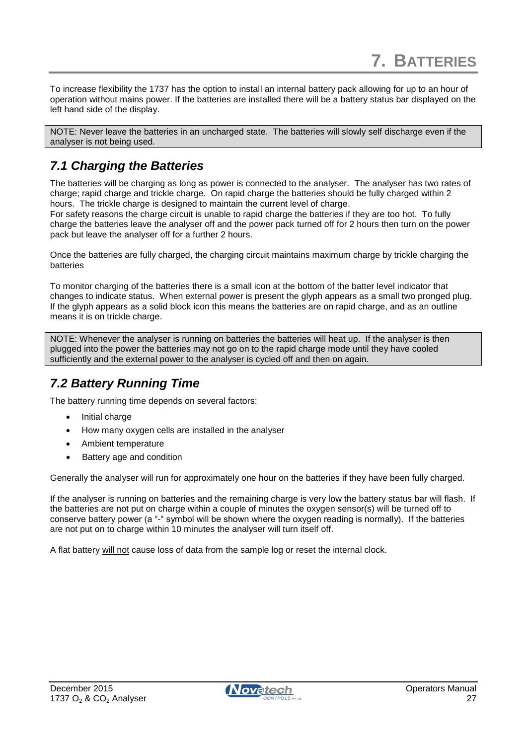# 7. Batteries

To increase flexibility the 1737 has the option to install an internal battery pack allowing for up to an hour of operation without mains power. If the batteries are installed there will be a battery status bar displayed on the left hand side of the display.

> NOTE: Never leave the batteries in an uncharged state. The batteries will slowly self discharge even if the analyser is not being used.

## *7.1 Charging the Batteries*

The batteries will be charging as long as power is connected to the analyser. The analyser has two rates of charge; rapid charge and trickle charge. On rapid charge the batteries should be fully charged within 2 hours. The trickle charge is designed to maintain the current level of charge.
For safety reasons the charge circuit is unable to rapid charge the batteries if they are too hot. To fully charge the batteries leave the analyser off and the power pack turned off for 2 hours then turn on the power pack but leave the analyser off for a further 2 hours.

Once the batteries are fully charged, the charging circuit maintains maximum charge by trickle charging the batteries

To monitor charging of the batteries there is a small icon at the bottom of the batter level indicator that changes to indicate status. When external power is present the glyph appears as a small two pronged plug. If the glyph appears as a solid block icon this means the batteries are on rapid charge, and as an outline means it is on trickle charge.

> NOTE: Whenever the analyser is running on batteries the batteries will heat up. If the analyser is then plugged into the power the batteries may not go on to the rapid charge mode until they have cooled sufficiently and the external power to the analyser is cycled off and then on again.

## *7.2 Battery Running Time*

The battery running time depends on several factors:

- Initial charge
- How many oxygen cells are installed in the analyser
- Ambient temperature
- Battery age and condition

Generally the analyser will run for approximately one hour on the batteries if they have been fully charged.

If the analyser is running on batteries and the remaining charge is very low the battery status bar will flash. If the batteries are not put on charge within a couple of minutes the oxygen sensor(s) will be turned off to conserve battery power (a "-" symbol will be shown where the oxygen reading is normally). If the batteries are not put on to charge within 10 minutes the analyser will turn itself off.

A flat battery <u>will not</u> cause loss of data from the sample log or reset the internal clock.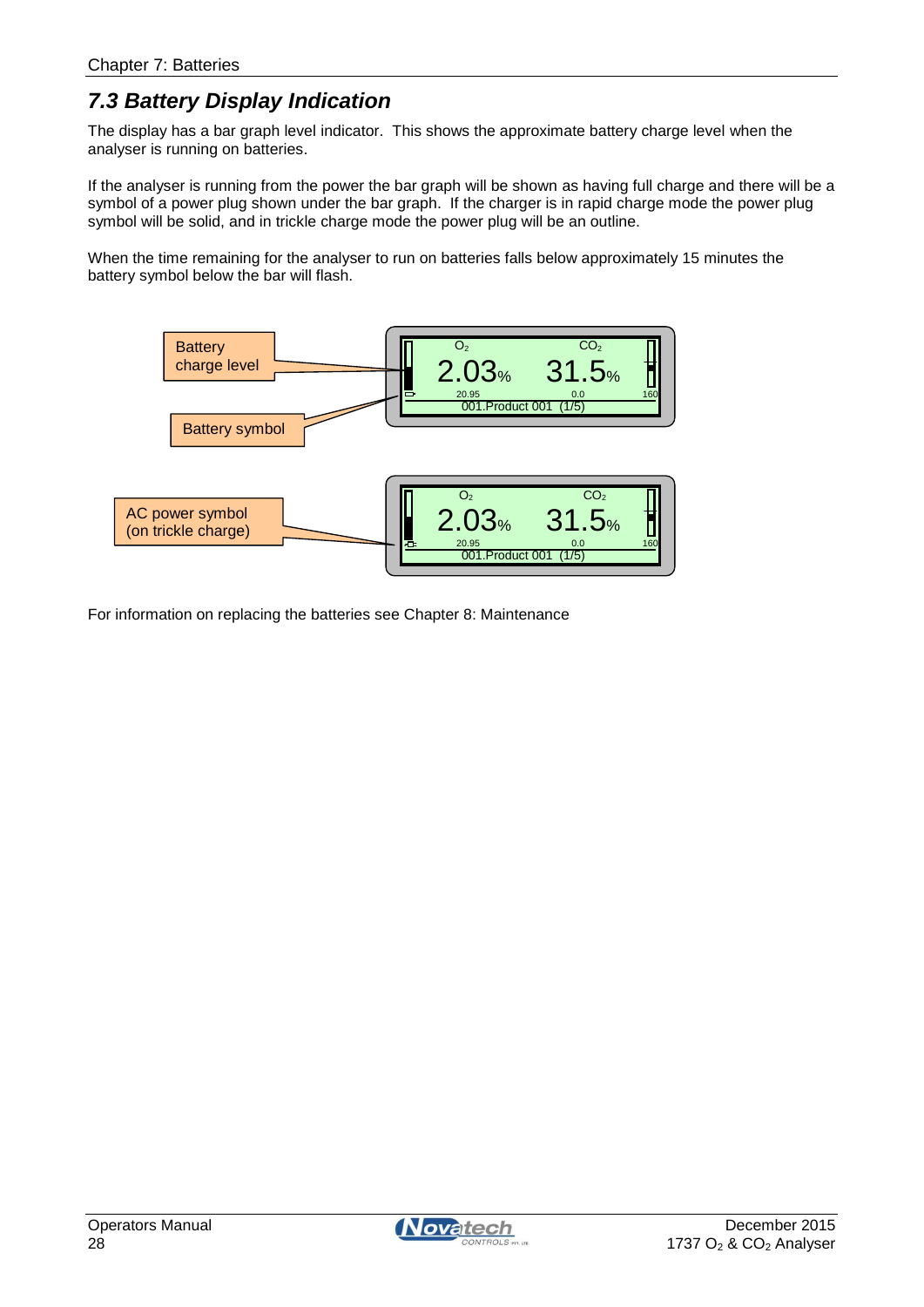## 7.3 Battery Display Indication

The display has a bar graph level indicator. This shows the approximate battery charge level when the analyser is running on batteries.

If the analyser is running from the power the bar graph will be shown as having full charge and there will be a symbol of a power plug shown under the bar graph. If the charger is in rapid charge mode the power plug symbol will be solid, and in trickle charge mode the power plug will be an outline.

When the time remaining for the analyser to run on batteries falls below approximately 15 minutes the battery symbol below the bar will flash.

Battery charge level

Battery symbol

$O_2$ 2.03% 20.95 | $CO_2$ 31.5% 0.0 160 | 001.Product 001 (1/5)

AC power symbol (on trickle charge)

$O_2$ 2.03% 20.95 | $CO_2$ 31.5% 0.0 160 | 001.Product 001 (1/5)

For information on replacing the batteries see Chapter 8: Maintenance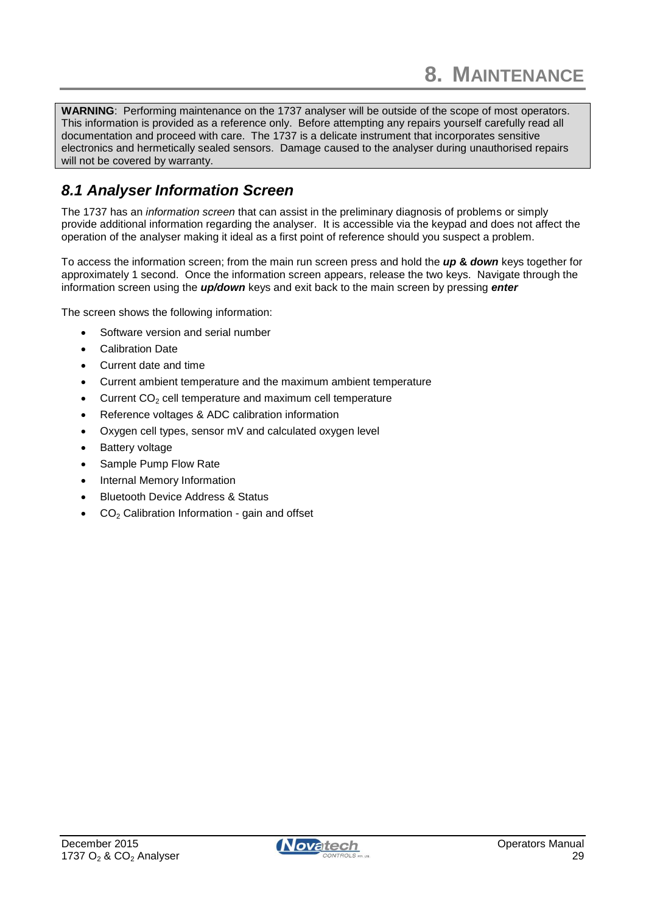# 8. MAINTENANCE

**WARNING**: Performing maintenance on the 1737 analyser will be outside of the scope of most operators. This information is provided as a reference only. Before attempting any repairs yourself carefully read all documentation and proceed with care. The 1737 is a delicate instrument that incorporates sensitive electronics and hermetically sealed sensors. Damage caused to the analyser during unauthorised repairs will not be covered by warranty.

## *8.1 Analyser Information Screen*

The 1737 has an *information screen* that can assist in the preliminary diagnosis of problems or simply provide additional information regarding the analyser. It is accessible via the keypad and does not affect the operation of the analyser making it ideal as a first point of reference should you suspect a problem.

To access the information screen; from the main run screen press and hold the ***up & down*** keys together for approximately 1 second. Once the information screen appears, release the two keys. Navigate through the information screen using the ***up/down*** keys and exit back to the main screen by pressing ***enter***

The screen shows the following information:

- Software version and serial number
- Calibration Date
- Current date and time
- Current ambient temperature and the maximum ambient temperature
- Current $CO_2$ cell temperature and maximum cell temperature
- Reference voltages & ADC calibration information
- Oxygen cell types, sensor mV and calculated oxygen level
- Battery voltage
- Sample Pump Flow Rate
- Internal Memory Information
- Bluetooth Device Address & Status
- $CO_2$ Calibration Information - gain and offset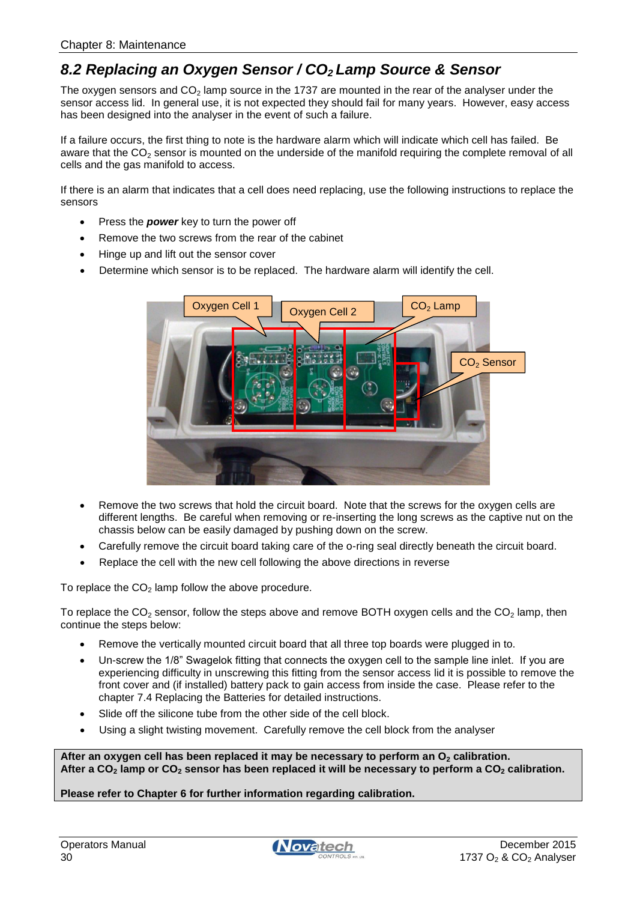## 8.2 Replacing an Oxygen Sensor / $CO_2$ Lamp Source & Sensor

The oxygen sensors and $CO_2$ lamp source in the 1737 are mounted in the rear of the analyser under the sensor access lid. In general use, it is not expected they should fail for many years. However, easy access has been designed into the analyser in the event of such a failure.

If a failure occurs, the first thing to note is the hardware alarm which will indicate which cell has failed. Be aware that the $CO_2$ sensor is mounted on the underside of the manifold requiring the complete removal of all cells and the gas manifold to access.

If there is an alarm that indicates that a cell does need replacing, use the following instructions to replace the sensors

- Press the ***power*** key to turn the power off
- Remove the two screws from the rear of the cabinet
- Hinge up and lift out the sensor cover
- Determine which sensor is to be replaced. The hardware alarm will identify the cell.

- Remove the two screws that hold the circuit board. Note that the screws for the oxygen cells are different lengths. Be careful when removing or re-inserting the long screws as the captive nut on the chassis below can be easily damaged by pushing down on the screw.
- Carefully remove the circuit board taking care of the o-ring seal directly beneath the circuit board.
- Replace the cell with the new cell following the above directions in reverse

To replace the $CO_2$ lamp follow the above procedure.

To replace the $CO_2$ sensor, follow the steps above and remove BOTH oxygen cells and the $CO_2$ lamp, then continue the steps below:

- Remove the vertically mounted circuit board that all three top boards were plugged in to.
- Un-screw the 1/8" Swagelok fitting that connects the oxygen cell to the sample line inlet. If you are experiencing difficulty in unscrewing this fitting from the sensor access lid it is possible to remove the front cover and (if installed) battery pack to gain access from inside the case. Please refer to the chapter 7.4 Replacing the Batteries for detailed instructions.
- Slide off the silicone tube from the other side of the cell block.
- Using a slight twisting movement. Carefully remove the cell block from the analyser

**After an oxygen cell has been replaced it may be necessary to perform an $O_2$ calibration.**
**After a $CO_2$ lamp or $CO_2$ sensor has been replaced it will be necessary to perform a $CO_2$ calibration.**

**Please refer to Chapter 6 for further information regarding calibration.**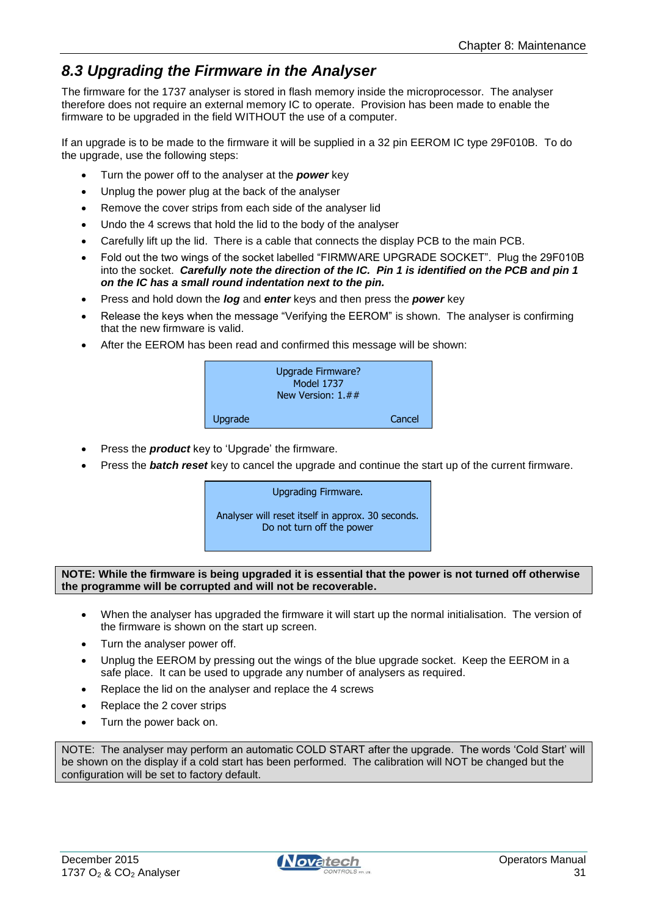## 8.3 Upgrading the Firmware in the Analyser

The firmware for the 1737 analyser is stored in flash memory inside the microprocessor. The analyser therefore does not require an external memory IC to operate. Provision has been made to enable the firmware to be upgraded in the field WITHOUT the use of a computer.

If an upgrade is to be made to the firmware it will be supplied in a 32 pin EEROM IC type 29F010B. To do the upgrade, use the following steps:

- Turn the power off to the analyser at the ***power*** key
- Unplug the power plug at the back of the analyser
- Remove the cover strips from each side of the analyser lid
- Undo the 4 screws that hold the lid to the body of the analyser
- Carefully lift up the lid. There is a cable that connects the display PCB to the main PCB.
- Fold out the two wings of the socket labelled "FIRMWARE UPGRADE SOCKET". Plug the 29F010B into the socket. ***Carefully note the direction of the IC. Pin 1 is identified on the PCB and pin 1 on the IC has a small round indentation next to the pin.***
- Press and hold down the ***log*** and ***enter*** keys and then press the ***power*** key
- Release the keys when the message "Verifying the EEROM" is shown. The analyser is confirming that the new firmware is valid.
- After the EEROM has been read and confirmed this message will be shown:

```
Upgrade Firmware?
Model 1737
New Version: 1.##

Upgrade                    Cancel
```

- Press the ***product*** key to 'Upgrade' the firmware.
- Press the ***batch reset*** key to cancel the upgrade and continue the start up of the current firmware.

```
Upgrading Firmware.

Analyser will reset itself in approx. 30 seconds.
Do not turn off the power
```

> **NOTE: While the firmware is being upgraded it is essential that the power is not turned off otherwise the programme will be corrupted and will not be recoverable.**

- When the analyser has upgraded the firmware it will start up the normal initialisation. The version of the firmware is shown on the start up screen.
- Turn the analyser power off.
- Unplug the EEROM by pressing out the wings of the blue upgrade socket. Keep the EEROM in a safe place. It can be used to upgrade any number of analysers as required.
- Replace the lid on the analyser and replace the 4 screws
- Replace the 2 cover strips
- Turn the power back on.

> NOTE: The analyser may perform an automatic COLD START after the upgrade. The words 'Cold Start' will be shown on the display if a cold start has been performed. The calibration will NOT be changed but the configuration will be set to factory default.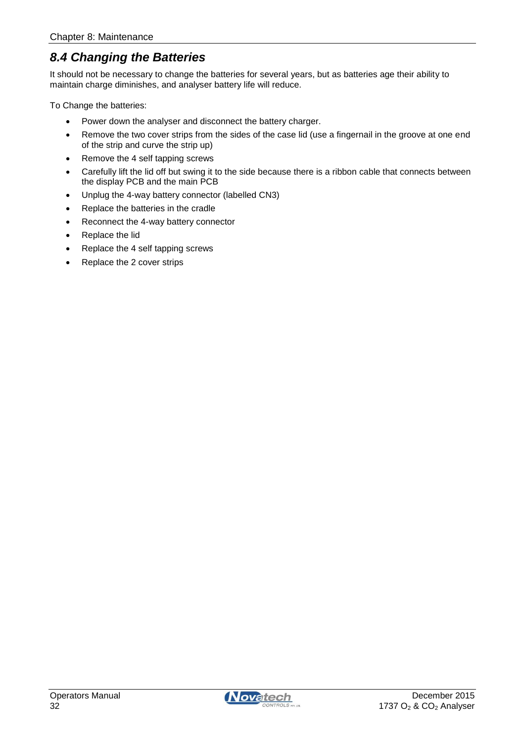## *8.4 Changing the Batteries*

It should not be necessary to change the batteries for several years, but as batteries age their ability to maintain charge diminishes, and analyser battery life will reduce.

To Change the batteries:

- Power down the analyser and disconnect the battery charger.
- Remove the two cover strips from the sides of the case lid (use a fingernail in the groove at one end of the strip and curve the strip up)
- Remove the 4 self tapping screws
- Carefully lift the lid off but swing it to the side because there is a ribbon cable that connects between the display PCB and the main PCB
- Unplug the 4-way battery connector (labelled CN3)
- Replace the batteries in the cradle
- Reconnect the 4-way battery connector
- Replace the lid
- Replace the 4 self tapping screws
- Replace the 2 cover strips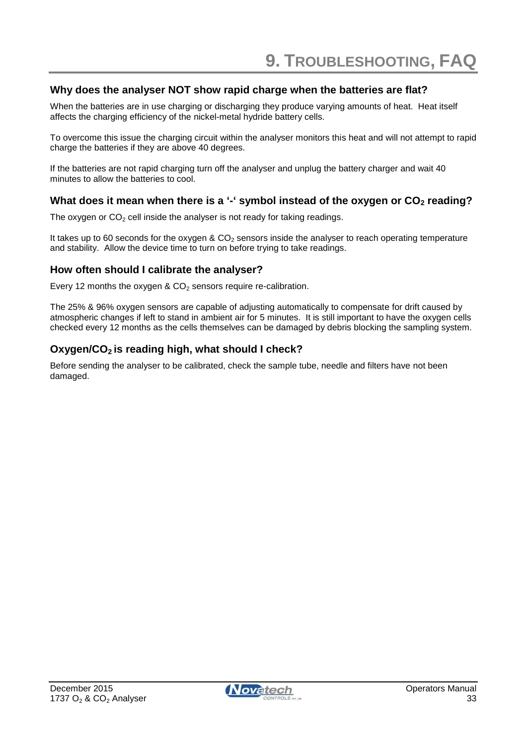# 9. TROUBLESHOOTING, FAQ

## Why does the analyser NOT show rapid charge when the batteries are flat?

When the batteries are in use charging or discharging they produce varying amounts of heat. Heat itself affects the charging efficiency of the nickel-metal hydride battery cells.

To overcome this issue the charging circuit within the analyser monitors this heat and will not attempt to rapid charge the batteries if they are above 40 degrees.

If the batteries are not rapid charging turn off the analyser and unplug the battery charger and wait 40 minutes to allow the batteries to cool.

## What does it mean when there is a '-' symbol instead of the oxygen or $CO_2$ reading?

The oxygen or $CO_2$ cell inside the analyser is not ready for taking readings.

It takes up to 60 seconds for the oxygen & $CO_2$ sensors inside the analyser to reach operating temperature and stability. Allow the device time to turn on before trying to take readings.

## How often should I calibrate the analyser?

Every 12 months the oxygen & $CO_2$ sensors require re-calibration.

The 25% & 96% oxygen sensors are capable of adjusting automatically to compensate for drift caused by atmospheric changes if left to stand in ambient air for 5 minutes. It is still important to have the oxygen cells checked every 12 months as the cells themselves can be damaged by debris blocking the sampling system.

## Oxygen/$CO_2$ is reading high, what should I check?

Before sending the analyser to be calibrated, check the sample tube, needle and filters have not been damaged.